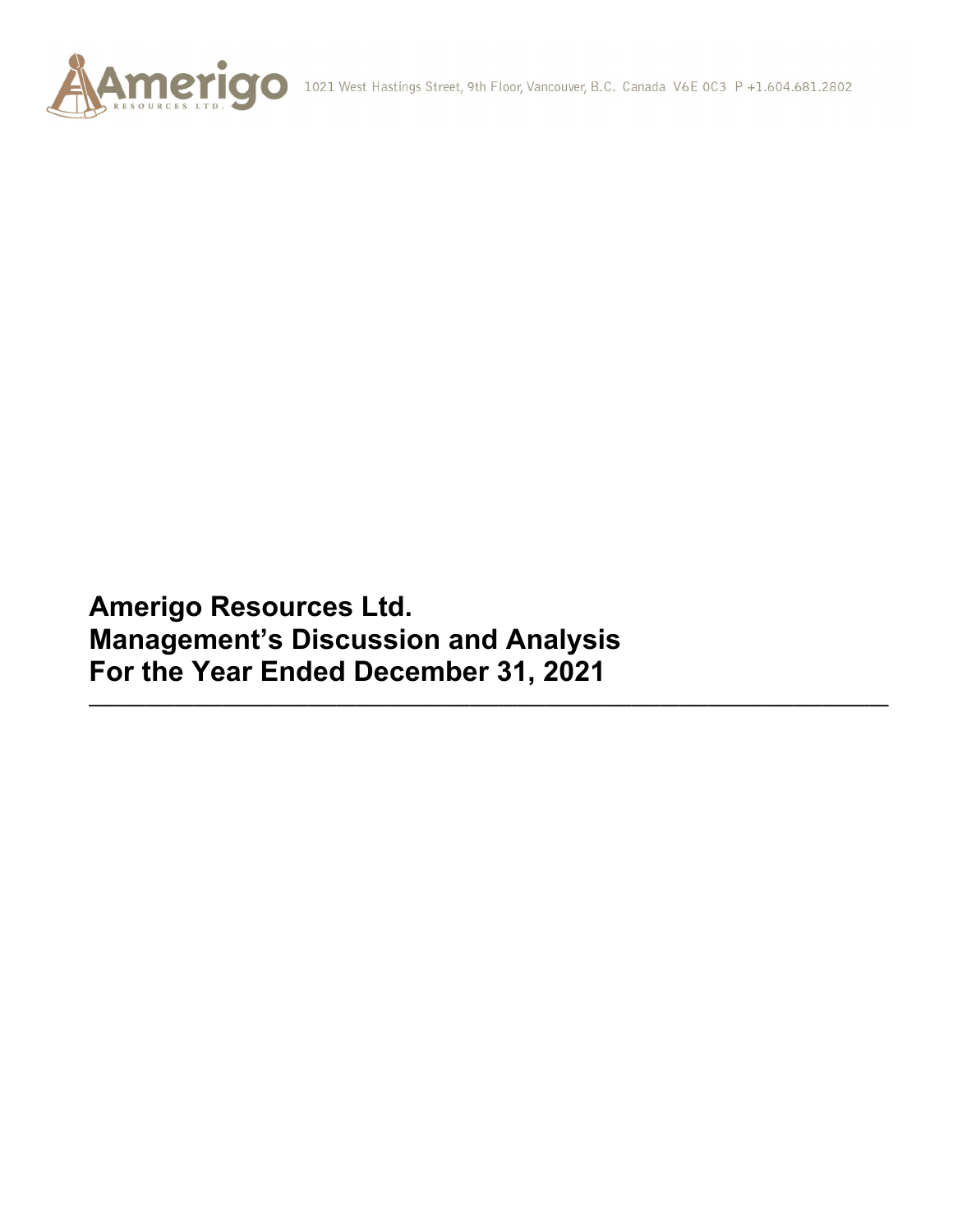1021 West Hastings Street, 9th Floor, Vancouver, B.C. Canada V6E 0C3 P +1.604.681.2802

# Amerigo Resources Ltd.
# Management's Discussion and Analysis
# For the Year Ended December 31, 2021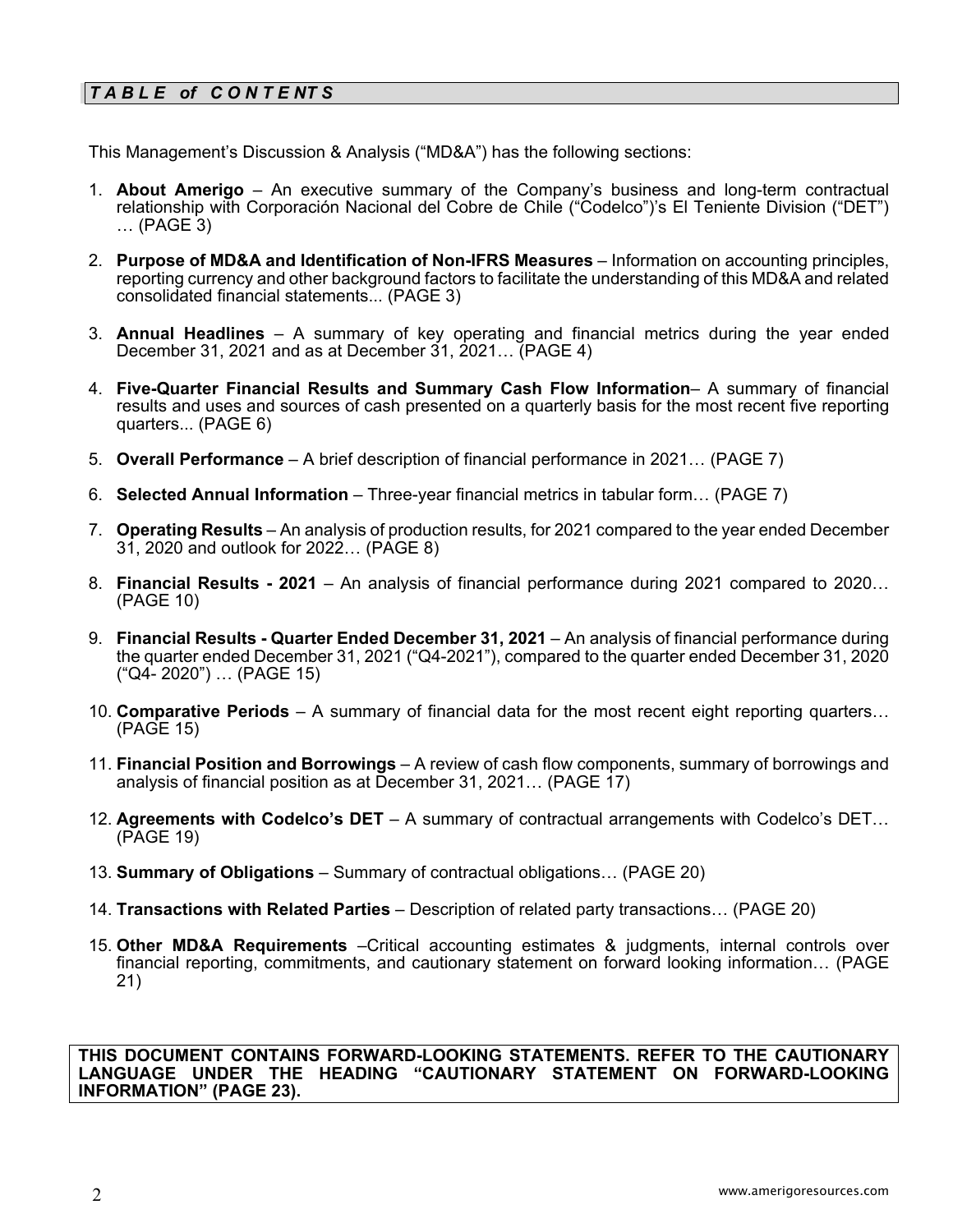## *TABLE of CONTENTS*

This Management's Discussion & Analysis ("MD&A") has the following sections:

1. **About Amerigo** – An executive summary of the Company's business and long-term contractual relationship with Corporación Nacional del Cobre de Chile ("Codelco")'s El Teniente Division ("DET") … (PAGE 3)

2. **Purpose of MD&A and Identification of Non-IFRS Measures** – Information on accounting principles, reporting currency and other background factors to facilitate the understanding of this MD&A and related consolidated financial statements... (PAGE 3)

3. **Annual Headlines** – A summary of key operating and financial metrics during the year ended December 31, 2021 and as at December 31, 2021… (PAGE 4)

4. **Five-Quarter Financial Results and Summary Cash Flow Information**– A summary of financial results and uses and sources of cash presented on a quarterly basis for the most recent five reporting quarters... (PAGE 6)

5. **Overall Performance** – A brief description of financial performance in 2021… (PAGE 7)

6. **Selected Annual Information** – Three-year financial metrics in tabular form… (PAGE 7)

7. **Operating Results** – An analysis of production results, for 2021 compared to the year ended December 31, 2020 and outlook for 2022… (PAGE 8)

8. **Financial Results - 2021** – An analysis of financial performance during 2021 compared to 2020… (PAGE 10)

9. **Financial Results - Quarter Ended December 31, 2021** – An analysis of financial performance during the quarter ended December 31, 2021 ("Q4-2021"), compared to the quarter ended December 31, 2020 ("Q4- 2020") … (PAGE 15)

10. **Comparative Periods** – A summary of financial data for the most recent eight reporting quarters… (PAGE 15)

11. **Financial Position and Borrowings** – A review of cash flow components, summary of borrowings and analysis of financial position as at December 31, 2021… (PAGE 17)

12. **Agreements with Codelco's DET** – A summary of contractual arrangements with Codelco's DET… (PAGE 19)

13. **Summary of Obligations** – Summary of contractual obligations… (PAGE 20)

14. **Transactions with Related Parties** – Description of related party transactions… (PAGE 20)

15. **Other MD&A Requirements** –Critical accounting estimates & judgments, internal controls over financial reporting, commitments, and cautionary statement on forward looking information… (PAGE 21)

**THIS DOCUMENT CONTAINS FORWARD-LOOKING STATEMENTS. REFER TO THE CAUTIONARY LANGUAGE UNDER THE HEADING "CAUTIONARY STATEMENT ON FORWARD-LOOKING INFORMATION" (PAGE 23).**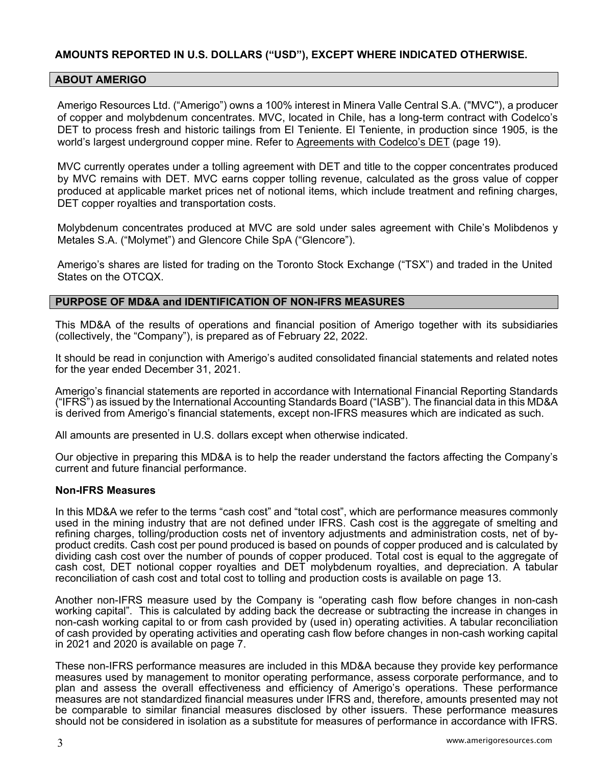**AMOUNTS REPORTED IN U.S. DOLLARS ("USD"), EXCEPT WHERE INDICATED OTHERWISE.**

## ABOUT AMERIGO

Amerigo Resources Ltd. ("Amerigo") owns a 100% interest in Minera Valle Central S.A. ("MVC"), a producer of copper and molybdenum concentrates. MVC, located in Chile, has a long-term contract with Codelco's DET to process fresh and historic tailings from El Teniente. El Teniente, in production since 1905, is the world's largest underground copper mine. Refer to Agreements with Codelco's DET (page 19).

MVC currently operates under a tolling agreement with DET and title to the copper concentrates produced by MVC remains with DET. MVC earns copper tolling revenue, calculated as the gross value of copper produced at applicable market prices net of notional items, which include treatment and refining charges, DET copper royalties and transportation costs.

Molybdenum concentrates produced at MVC are sold under sales agreement with Chile's Molibdenos y Metales S.A. ("Molymet") and Glencore Chile SpA ("Glencore").

Amerigo's shares are listed for trading on the Toronto Stock Exchange ("TSX") and traded in the United States on the OTCQX.

## PURPOSE OF MD&A and IDENTIFICATION OF NON-IFRS MEASURES

This MD&A of the results of operations and financial position of Amerigo together with its subsidiaries (collectively, the "Company"), is prepared as of February 22, 2022.

It should be read in conjunction with Amerigo's audited consolidated financial statements and related notes for the year ended December 31, 2021.

Amerigo's financial statements are reported in accordance with International Financial Reporting Standards ("IFRS") as issued by the International Accounting Standards Board ("IASB"). The financial data in this MD&A is derived from Amerigo's financial statements, except non-IFRS measures which are indicated as such.

All amounts are presented in U.S. dollars except when otherwise indicated.

Our objective in preparing this MD&A is to help the reader understand the factors affecting the Company's current and future financial performance.

### Non-IFRS Measures

In this MD&A we refer to the terms "cash cost" and "total cost", which are performance measures commonly used in the mining industry that are not defined under IFRS. Cash cost is the aggregate of smelting and refining charges, tolling/production costs net of inventory adjustments and administration costs, net of by-product credits. Cash cost per pound produced is based on pounds of copper produced and is calculated by dividing cash cost over the number of pounds of copper produced. Total cost is equal to the aggregate of cash cost, DET notional copper royalties and DET molybdenum royalties, and depreciation. A tabular reconciliation of cash cost and total cost to tolling and production costs is available on page 13.

Another non-IFRS measure used by the Company is "operating cash flow before changes in non-cash working capital". This is calculated by adding back the decrease or subtracting the increase in changes in non-cash working capital to or from cash provided by (used in) operating activities. A tabular reconciliation of cash provided by operating activities and operating cash flow before changes in non-cash working capital in 2021 and 2020 is available on page 7.

These non-IFRS performance measures are included in this MD&A because they provide key performance measures used by management to monitor operating performance, assess corporate performance, and to plan and assess the overall effectiveness and efficiency of Amerigo's operations. These performance measures are not standardized financial measures under IFRS and, therefore, amounts presented may not be comparable to similar financial measures disclosed by other issuers. These performance measures should not be considered in isolation as a substitute for measures of performance in accordance with IFRS.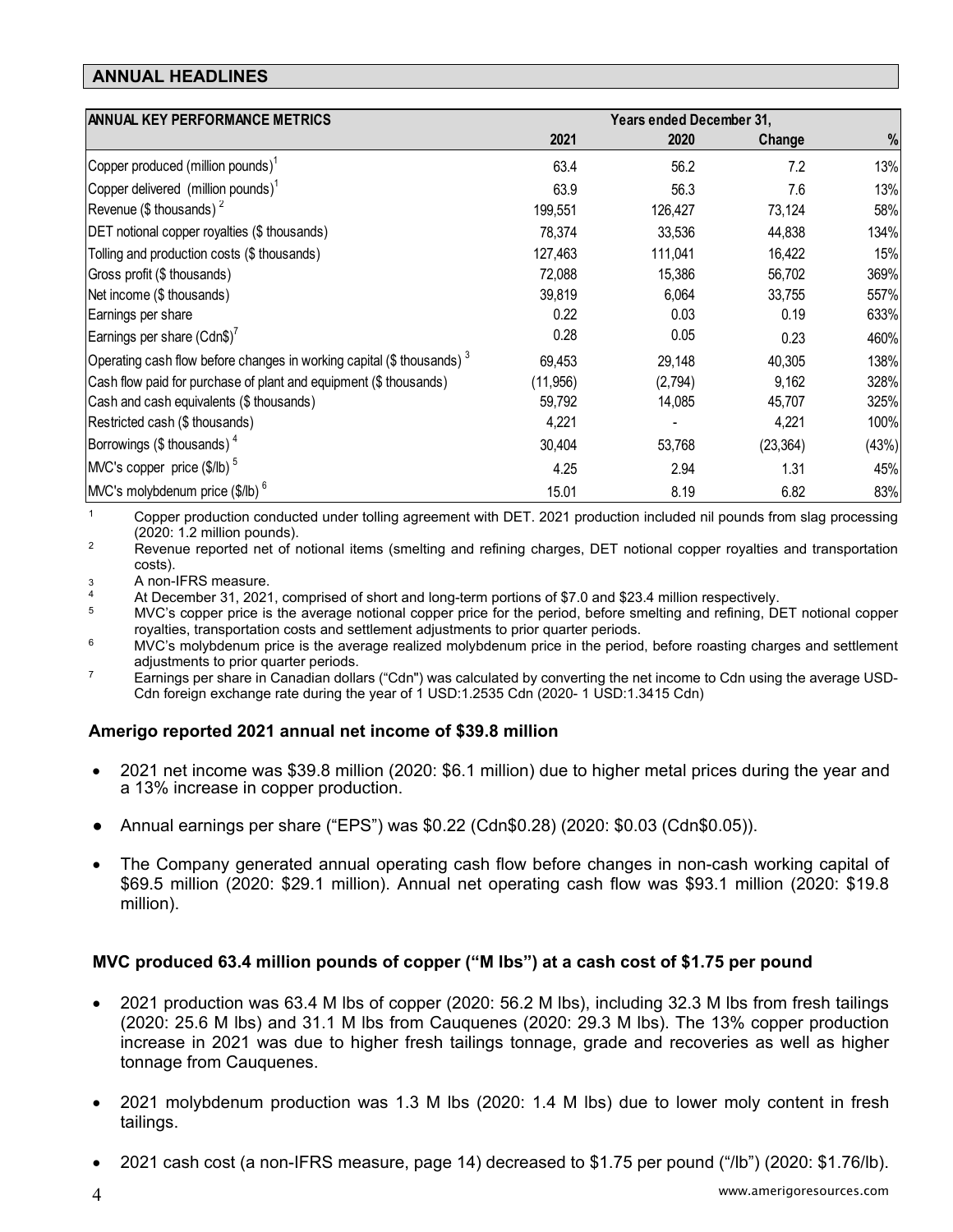## ANNUAL HEADLINES

| ANNUAL KEY PERFORMANCE METRICS | Years ended December 31, | | | |
|---|---|---|---|---|
| | 2021 | 2020 | Change | % |
| Copper produced (million pounds)[1] | 63.4 | 56.2 | 7.2 | 13% |
| Copper delivered (million pounds)[1] | 63.9 | 56.3 | 7.6 | 13% |
| Revenue ($ thousands)[2] | 199,551 | 126,427 | 73,124 | 58% |
| DET notional copper royalties ($ thousands) | 78,374 | 33,536 | 44,838 | 134% |
| Tolling and production costs ($ thousands) | 127,463 | 111,041 | 16,422 | 15% |
| Gross profit ($ thousands) | 72,088 | 15,386 | 56,702 | 369% |
| Net income ($ thousands) | 39,819 | 6,064 | 33,755 | 557% |
| Earnings per share | 0.22 | 0.03 | 0.19 | 633% |
| Earnings per share (Cdn$)[7] | 0.28 | 0.05 | 0.23 | 460% |
| Operating cash flow before changes in working capital ($ thousands)[3] | 69,453 | 29,148 | 40,305 | 138% |
| Cash flow paid for purchase of plant and equipment ($ thousands) | (11,956) | (2,794) | 9,162 | 328% |
| Cash and cash equivalents ($ thousands) | 59,792 | 14,085 | 45,707 | 325% |
| Restricted cash ($ thousands) | 4,221 | - | 4,221 | 100% |
| Borrowings ($ thousands)[4] | 30,404 | 53,768 | (23,364) | (43%) |
| MVC's copper price ($/lb)[5] | 4.25 | 2.94 | 1.31 | 45% |
| MVC's molybdenum price ($/lb)[6] | 15.01 | 8.19 | 6.82 | 83% |

1. Copper production conducted under tolling agreement with DET. 2021 production included nil pounds from slag processing (2020: 1.2 million pounds).
2. Revenue reported net of notional items (smelting and refining charges, DET notional copper royalties and transportation costs).
3. A non-IFRS measure.
4. At December 31, 2021, comprised of short and long-term portions of $7.0 and $23.4 million respectively.
5. MVC's copper price is the average notional copper price for the period, before smelting and refining, DET notional copper royalties, transportation costs and settlement adjustments to prior quarter periods.
6. MVC's molybdenum price is the average realized molybdenum price in the period, before roasting charges and settlement adjustments to prior quarter periods.
7. Earnings per share in Canadian dollars ("Cdn") was calculated by converting the net income to Cdn using the average USD-Cdn foreign exchange rate during the year of 1 USD:1.2535 Cdn (2020- 1 USD:1.3415 Cdn)

### Amerigo reported 2021 annual net income of $39.8 million

- 2021 net income was $39.8 million (2020: $6.1 million) due to higher metal prices during the year and a 13% increase in copper production.
- Annual earnings per share ("EPS") was $0.22 (Cdn$0.28) (2020: $0.03 (Cdn$0.05)).
- The Company generated annual operating cash flow before changes in non-cash working capital of $69.5 million (2020: $29.1 million). Annual net operating cash flow was $93.1 million (2020: $19.8 million).

### MVC produced 63.4 million pounds of copper ("M lbs") at a cash cost of $1.75 per pound

- 2021 production was 63.4 M lbs of copper (2020: 56.2 M lbs), including 32.3 M lbs from fresh tailings (2020: 25.6 M lbs) and 31.1 M lbs from Cauquenes (2020: 29.3 M lbs). The 13% copper production increase in 2021 was due to higher fresh tailings tonnage, grade and recoveries as well as higher tonnage from Cauquenes.
- 2021 molybdenum production was 1.3 M lbs (2020: 1.4 M lbs) due to lower moly content in fresh tailings.
- 2021 cash cost (a non-IFRS measure, page 14) decreased to $1.75 per pound ("/lb") (2020: $1.76/lb).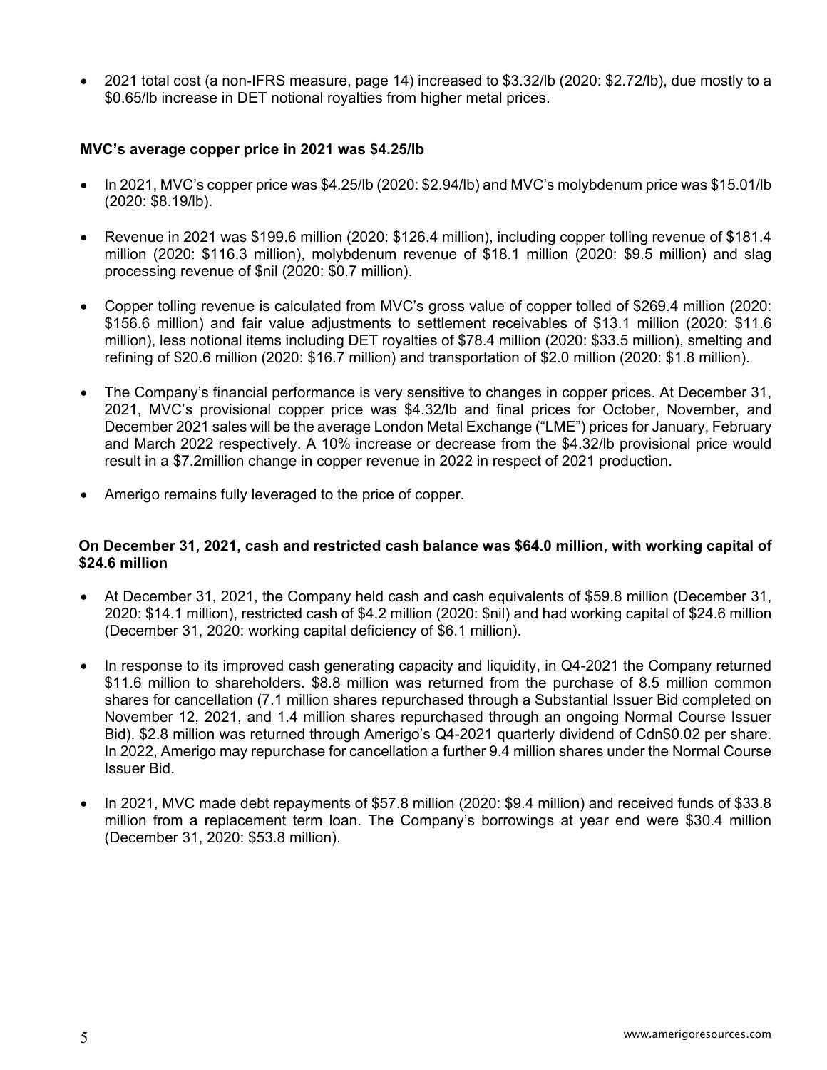- 2021 total cost (a non-IFRS measure, page 14) increased to $3.32/lb (2020: $2.72/lb), due mostly to a $0.65/lb increase in DET notional royalties from higher metal prices.

**MVC's average copper price in 2021 was $4.25/lb**

- In 2021, MVC's copper price was $4.25/lb (2020: $2.94/lb) and MVC's molybdenum price was $15.01/lb (2020: $8.19/lb).
- Revenue in 2021 was $199.6 million (2020: $126.4 million), including copper tolling revenue of $181.4 million (2020: $116.3 million), molybdenum revenue of $18.1 million (2020: $9.5 million) and slag processing revenue of $nil (2020: $0.7 million).
- Copper tolling revenue is calculated from MVC's gross value of copper tolled of $269.4 million (2020: $156.6 million) and fair value adjustments to settlement receivables of $13.1 million (2020: $11.6 million), less notional items including DET royalties of $78.4 million (2020: $33.5 million), smelting and refining of $20.6 million (2020: $16.7 million) and transportation of $2.0 million (2020: $1.8 million).
- The Company's financial performance is very sensitive to changes in copper prices. At December 31, 2021, MVC's provisional copper price was $4.32/lb and final prices for October, November, and December 2021 sales will be the average London Metal Exchange ("LME") prices for January, February and March 2022 respectively. A 10% increase or decrease from the $4.32/lb provisional price would result in a $7.2million change in copper revenue in 2022 in respect of 2021 production.
- Amerigo remains fully leveraged to the price of copper.

**On December 31, 2021, cash and restricted cash balance was $64.0 million, with working capital of $24.6 million**

- At December 31, 2021, the Company held cash and cash equivalents of $59.8 million (December 31, 2020: $14.1 million), restricted cash of $4.2 million (2020: $nil) and had working capital of $24.6 million (December 31, 2020: working capital deficiency of $6.1 million).
- In response to its improved cash generating capacity and liquidity, in Q4-2021 the Company returned $11.6 million to shareholders. $8.8 million was returned from the purchase of 8.5 million common shares for cancellation (7.1 million shares repurchased through a Substantial Issuer Bid completed on November 12, 2021, and 1.4 million shares repurchased through an ongoing Normal Course Issuer Bid). $2.8 million was returned through Amerigo's Q4-2021 quarterly dividend of Cdn$0.02 per share. In 2022, Amerigo may repurchase for cancellation a further 9.4 million shares under the Normal Course Issuer Bid.
- In 2021, MVC made debt repayments of $57.8 million (2020: $9.4 million) and received funds of $33.8 million from a replacement term loan. The Company's borrowings at year end were $30.4 million (December 31, 2020: $53.8 million).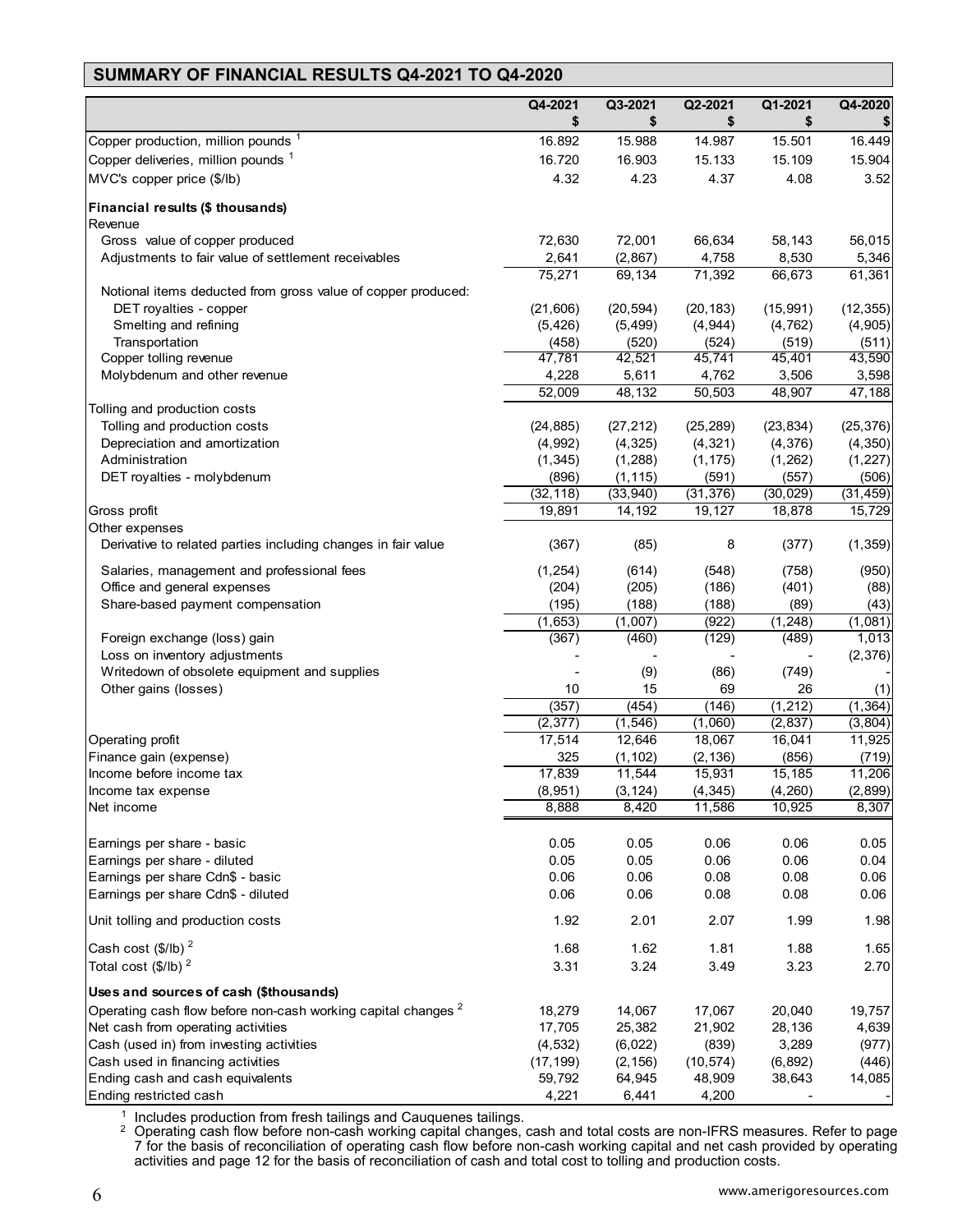## SUMMARY OF FINANCIAL RESULTS Q4-2021 TO Q4-2020

| | Q4-2021<br>$ | Q3-2021<br>$ | Q2-2021<br>$ | Q1-2021<br>$ | Q4-2020<br>$ |
|---|---|---|---|---|---|
| Copper production, million pounds [1] | 16.892 | 15.988 | 14.987 | 15.501 | 16.449 |
| Copper deliveries, million pounds [1] | 16.720 | 16.903 | 15.133 | 15.109 | 15.904 |
| MVC's copper price ($/lb) | 4.32 | 4.23 | 4.37 | 4.08 | 3.52 |
| **Financial results ($ thousands)** | | | | | |
| Revenue | | | | | |
| Gross value of copper produced | 72,630 | 72,001 | 66,634 | 58,143 | 56,015 |
| Adjustments to fair value of settlement receivables | 2,641 | (2,867) | 4,758 | 8,530 | 5,346 |
| | 75,271 | 69,134 | 71,392 | 66,673 | 61,361 |
| Notional items deducted from gross value of copper produced: | | | | | |
| DET royalties - copper | (21,606) | (20,594) | (20,183) | (15,991) | (12,355) |
| Smelting and refining | (5,426) | (5,499) | (4,944) | (4,762) | (4,905) |
| Transportation | (458) | (520) | (524) | (519) | (511) |
| Copper tolling revenue | 47,781 | 42,521 | 45,741 | 45,401 | 43,590 |
| Molybdenum and other revenue | 4,228 | 5,611 | 4,762 | 3,506 | 3,598 |
| | 52,009 | 48,132 | 50,503 | 48,907 | 47,188 |
| Tolling and production costs | | | | | |
| Tolling and production costs | (24,885) | (27,212) | (25,289) | (23,834) | (25,376) |
| Depreciation and amortization | (4,992) | (4,325) | (4,321) | (4,376) | (4,350) |
| Administration | (1,345) | (1,288) | (1,175) | (1,262) | (1,227) |
| DET royalties - molybdenum | (896) | (1,115) | (591) | (557) | (506) |
| | (32,118) | (33,940) | (31,376) | (30,029) | (31,459) |
| Gross profit | 19,891 | 14,192 | 19,127 | 18,878 | 15,729 |
| Other expenses | | | | | |
| Derivative to related parties including changes in fair value | (367) | (85) | 8 | (377) | (1,359) |
| Salaries, management and professional fees | (1,254) | (614) | (548) | (758) | (950) |
| Office and general expenses | (204) | (205) | (186) | (401) | (88) |
| Share-based payment compensation | (195) | (188) | (188) | (89) | (43) |
| | (1,653) | (1,007) | (922) | (1,248) | (1,081) |
| Foreign exchange (loss) gain | (367) | (460) | (129) | (489) | 1,013 |
| Loss on inventory adjustments | - | - | - | - | (2,376) |
| Writedown of obsolete equipment and supplies | - | (9) | (86) | (749) | - |
| Other gains (losses) | 10 | 15 | 69 | 26 | (1) |
| | (357) | (454) | (146) | (1,212) | (1,364) |
| | (2,377) | (1,546) | (1,060) | (2,837) | (3,804) |
| Operating profit | 17,514 | 12,646 | 18,067 | 16,041 | 11,925 |
| Finance gain (expense) | 325 | (1,102) | (2,136) | (856) | (719) |
| Income before income tax | 17,839 | 11,544 | 15,931 | 15,185 | 11,206 |
| Income tax expense | (8,951) | (3,124) | (4,345) | (4,260) | (2,899) |
| Net income | 8,888 | 8,420 | 11,586 | 10,925 | 8,307 |
| Earnings per share - basic | 0.05 | 0.05 | 0.06 | 0.06 | 0.05 |
| Earnings per share - diluted | 0.05 | 0.05 | 0.06 | 0.06 | 0.04 |
| Earnings per share Cdn$ - basic | 0.06 | 0.06 | 0.08 | 0.08 | 0.06 |
| Earnings per share Cdn$ - diluted | 0.06 | 0.06 | 0.08 | 0.08 | 0.06 |
| Unit tolling and production costs | 1.92 | 2.01 | 2.07 | 1.99 | 1.98 |
| Cash cost ($/lb) [2] | 1.68 | 1.62 | 1.81 | 1.88 | 1.65 |
| Total cost ($/lb) [2] | 3.31 | 3.24 | 3.49 | 3.23 | 2.70 |
| **Uses and sources of cash ($thousands)** | | | | | |
| Operating cash flow before non-cash working capital changes [2] | 18,279 | 14,067 | 17,067 | 20,040 | 19,757 |
| Net cash from operating activities | 17,705 | 25,382 | 21,902 | 28,136 | 4,639 |
| Cash (used in) from investing activities | (4,532) | (6,022) | (839) | 3,289 | (977) |
| Cash used in financing activities | (17,199) | (2,156) | (10,574) | (6,892) | (446) |
| Ending cash and cash equivalents | 59,792 | 64,945 | 48,909 | 38,643 | 14,085 |
| Ending restricted cash | 4,221 | 6,441 | 4,200 | - | - |

[1] Includes production from fresh tailings and Cauquenes tailings.
[2] Operating cash flow before non-cash working capital changes, cash and total costs are non-IFRS measures. Refer to page 7 for the basis of reconciliation of operating cash flow before non-cash working capital and net cash provided by operating activities and page 12 for the basis of reconciliation of cash and total cost to tolling and production costs.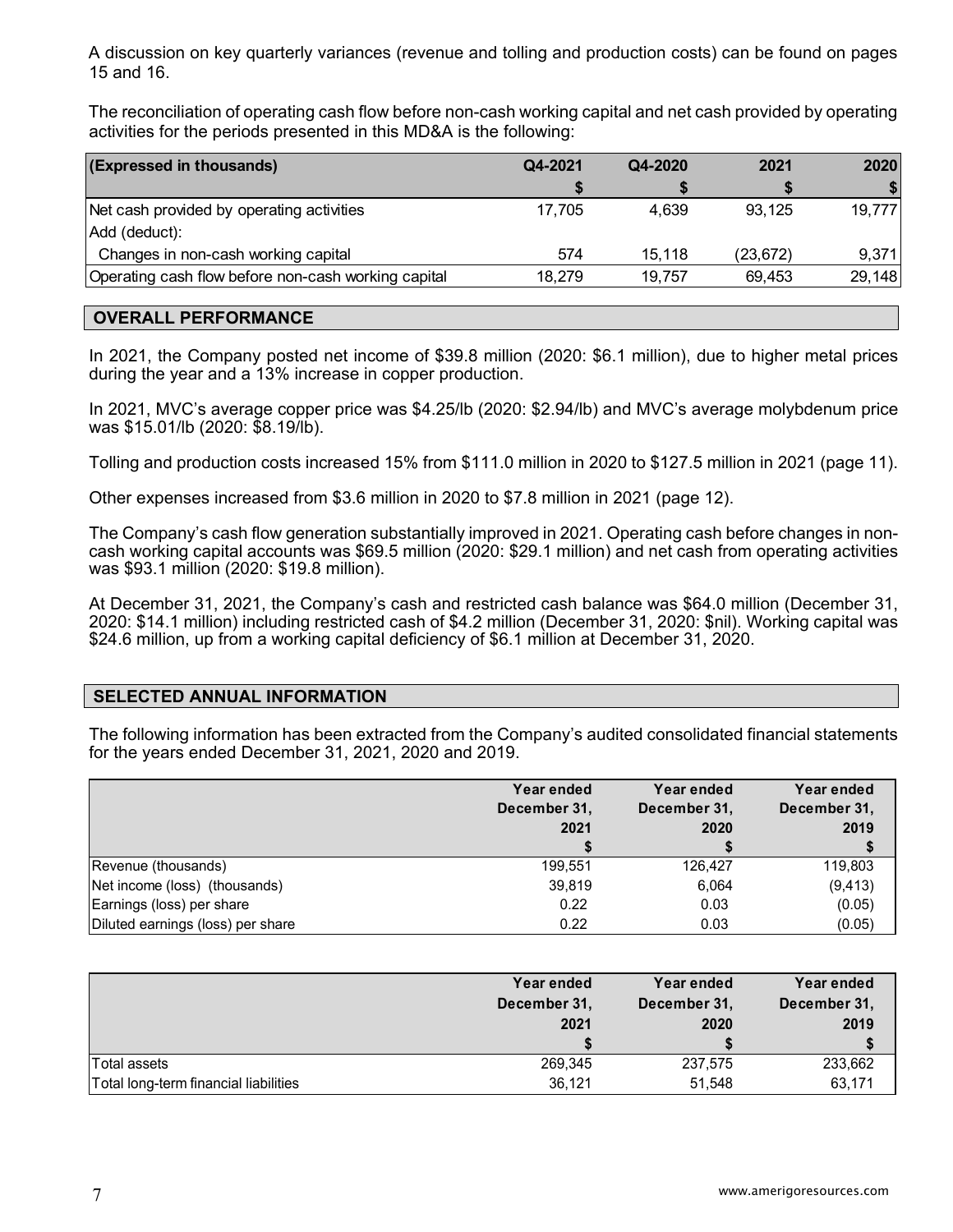A discussion on key quarterly variances (revenue and tolling and production costs) can be found on pages 15 and 16.

The reconciliation of operating cash flow before non-cash working capital and net cash provided by operating activities for the periods presented in this MD&A is the following:

| (Expressed in thousands) | Q4-2021 | Q4-2020 | 2021 | 2020 |
|---|---|---|---|---|
| | $ | $ | $ | $ |
| Net cash provided by operating activities | 17,705 | 4,639 | 93,125 | 19,777 |
| Add (deduct): | | | | |
| Changes in non-cash working capital | 574 | 15,118 | (23,672) | 9,371 |
| Operating cash flow before non-cash working capital | 18,279 | 19,757 | 69,453 | 29,148 |

## OVERALL PERFORMANCE

In 2021, the Company posted net income of $39.8 million (2020: $6.1 million), due to higher metal prices during the year and a 13% increase in copper production.

In 2021, MVC's average copper price was $4.25/lb (2020: $2.94/lb) and MVC's average molybdenum price was $15.01/lb (2020: $8.19/lb).

Tolling and production costs increased 15% from $111.0 million in 2020 to $127.5 million in 2021 (page 11).

Other expenses increased from $3.6 million in 2020 to $7.8 million in 2021 (page 12).

The Company's cash flow generation substantially improved in 2021. Operating cash before changes in non-cash working capital accounts was $69.5 million (2020: $29.1 million) and net cash from operating activities was $93.1 million (2020: $19.8 million).

At December 31, 2021, the Company's cash and restricted cash balance was $64.0 million (December 31, 2020: $14.1 million) including restricted cash of $4.2 million (December 31, 2020: $nil). Working capital was $24.6 million, up from a working capital deficiency of $6.1 million at December 31, 2020.

## SELECTED ANNUAL INFORMATION

The following information has been extracted from the Company's audited consolidated financial statements for the years ended December 31, 2021, 2020 and 2019.

| | Year ended December 31, 2021 | Year ended December 31, 2020 | Year ended December 31, 2019 |
|---|---|---|---|
| | $ | $ | $ |
| Revenue (thousands) | 199,551 | 126,427 | 119,803 |
| Net income (loss) (thousands) | 39,819 | 6,064 | (9,413) |
| Earnings (loss) per share | 0.22 | 0.03 | (0.05) |
| Diluted earnings (loss) per share | 0.22 | 0.03 | (0.05) |

| | Year ended December 31, 2021 | Year ended December 31, 2020 | Year ended December 31, 2019 |
|---|---|---|---|
| | $ | $ | $ |
| Total assets | 269,345 | 237,575 | 233,662 |
| Total long-term financial liabilities | 36,121 | 51,548 | 63,171 |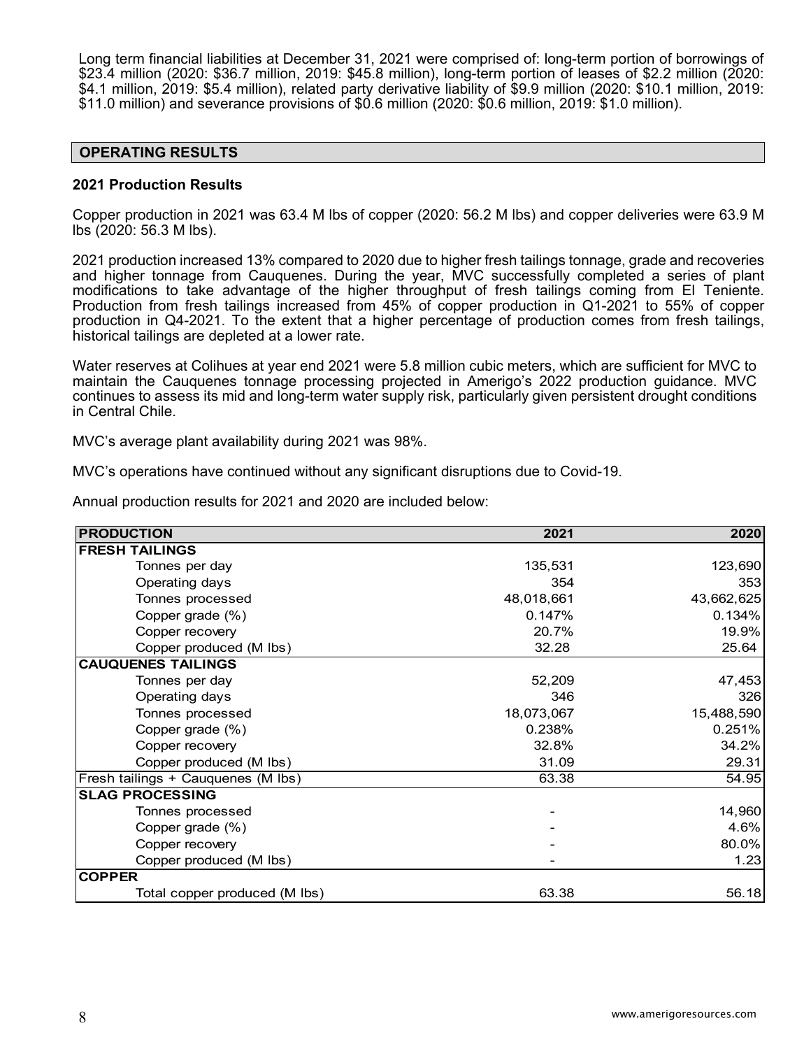Long term financial liabilities at December 31, 2021 were comprised of: long-term portion of borrowings of $23.4 million (2020: $36.7 million, 2019: $45.8 million), long-term portion of leases of $2.2 million (2020: $4.1 million, 2019: $5.4 million), related party derivative liability of $9.9 million (2020: $10.1 million, 2019: $11.0 million) and severance provisions of $0.6 million (2020: $0.6 million, 2019: $1.0 million).

## OPERATING RESULTS

### 2021 Production Results

Copper production in 2021 was 63.4 M lbs of copper (2020: 56.2 M lbs) and copper deliveries were 63.9 M lbs (2020: 56.3 M lbs).

2021 production increased 13% compared to 2020 due to higher fresh tailings tonnage, grade and recoveries and higher tonnage from Cauquenes. During the year, MVC successfully completed a series of plant modifications to take advantage of the higher throughput of fresh tailings coming from El Teniente. Production from fresh tailings increased from 45% of copper production in Q1-2021 to 55% of copper production in Q4-2021. To the extent that a higher percentage of production comes from fresh tailings, historical tailings are depleted at a lower rate.

Water reserves at Colihues at year end 2021 were 5.8 million cubic meters, which are sufficient for MVC to maintain the Cauquenes tonnage processing projected in Amerigo's 2022 production guidance. MVC continues to assess its mid and long-term water supply risk, particularly given persistent drought conditions in Central Chile.

MVC's average plant availability during 2021 was 98%.

MVC's operations have continued without any significant disruptions due to Covid-19.

Annual production results for 2021 and 2020 are included below:

| PRODUCTION | 2021 | 2020 |
|---|---|---|
| **FRESH TAILINGS** | | |
| Tonnes per day | 135,531 | 123,690 |
| Operating days | 354 | 353 |
| Tonnes processed | 48,018,661 | 43,662,625 |
| Copper grade (%) | 0.147% | 0.134% |
| Copper recovery | 20.7% | 19.9% |
| Copper produced (M lbs) | 32.28 | 25.64 |
| **CAUQUENES TAILINGS** | | |
| Tonnes per day | 52,209 | 47,453 |
| Operating days | 346 | 326 |
| Tonnes processed | 18,073,067 | 15,488,590 |
| Copper grade (%) | 0.238% | 0.251% |
| Copper recovery | 32.8% | 34.2% |
| Copper produced (M lbs) | 31.09 | 29.31 |
| Fresh tailings + Cauquenes (M lbs) | 63.38 | 54.95 |
| **SLAG PROCESSING** | | |
| Tonnes processed | - | 14,960 |
| Copper grade (%) | - | 4.6% |
| Copper recovery | - | 80.0% |
| Copper produced (M lbs) | - | 1.23 |
| **COPPER** | | |
| Total copper produced (M lbs) | 63.38 | 56.18 |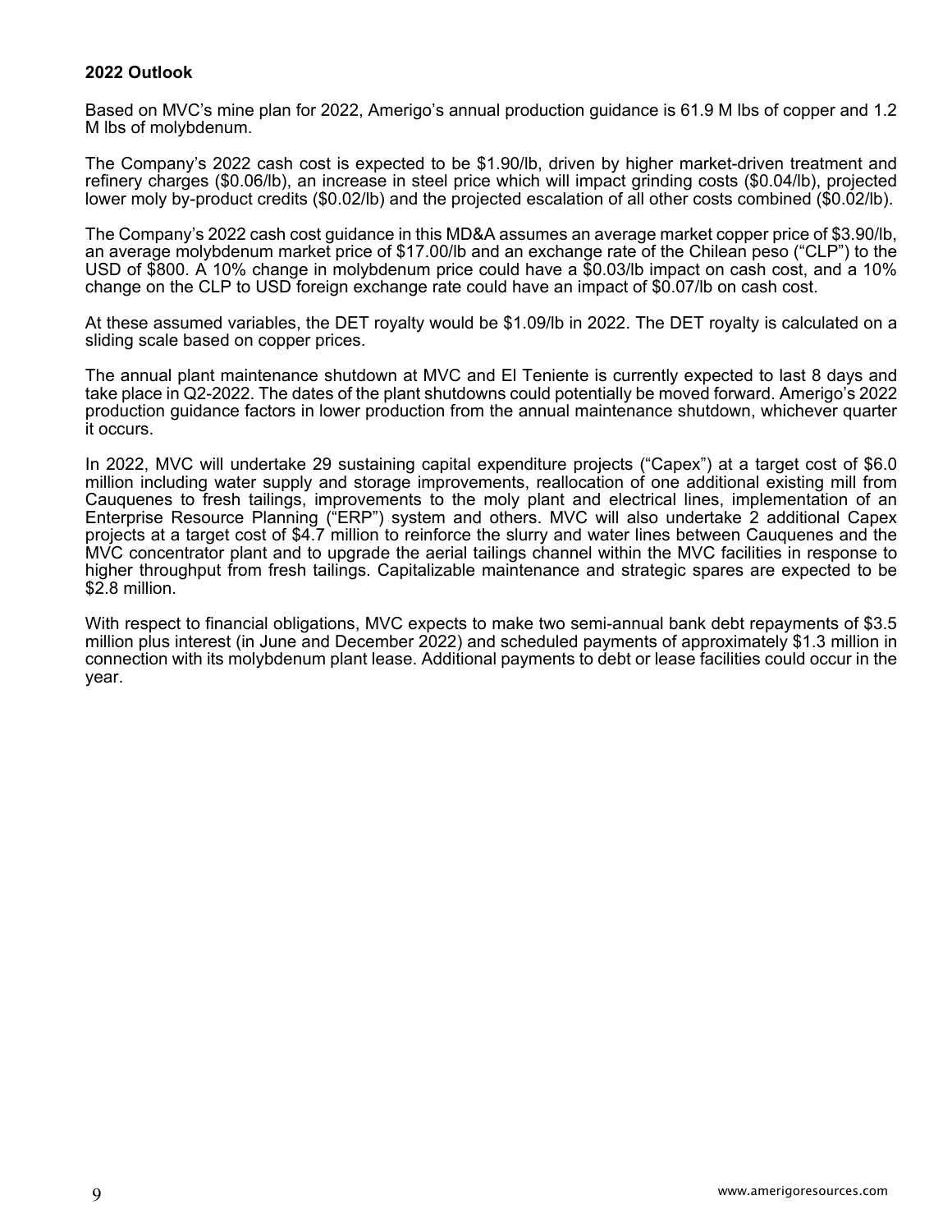**2022 Outlook**

Based on MVC's mine plan for 2022, Amerigo's annual production guidance is 61.9 M lbs of copper and 1.2 M lbs of molybdenum.

The Company's 2022 cash cost is expected to be $1.90/lb, driven by higher market-driven treatment and refinery charges ($0.06/lb), an increase in steel price which will impact grinding costs ($0.04/lb), projected lower moly by-product credits ($0.02/lb) and the projected escalation of all other costs combined ($0.02/lb).

The Company's 2022 cash cost guidance in this MD&A assumes an average market copper price of $3.90/lb, an average molybdenum market price of $17.00/lb and an exchange rate of the Chilean peso ("CLP") to the USD of $800. A 10% change in molybdenum price could have a $0.03/lb impact on cash cost, and a 10% change on the CLP to USD foreign exchange rate could have an impact of $0.07/lb on cash cost.

At these assumed variables, the DET royalty would be $1.09/lb in 2022. The DET royalty is calculated on a sliding scale based on copper prices.

The annual plant maintenance shutdown at MVC and El Teniente is currently expected to last 8 days and take place in Q2-2022. The dates of the plant shutdowns could potentially be moved forward. Amerigo's 2022 production guidance factors in lower production from the annual maintenance shutdown, whichever quarter it occurs.

In 2022, MVC will undertake 29 sustaining capital expenditure projects ("Capex") at a target cost of $6.0 million including water supply and storage improvements, reallocation of one additional existing mill from Cauquenes to fresh tailings, improvements to the moly plant and electrical lines, implementation of an Enterprise Resource Planning ("ERP") system and others. MVC will also undertake 2 additional Capex projects at a target cost of $4.7 million to reinforce the slurry and water lines between Cauquenes and the MVC concentrator plant and to upgrade the aerial tailings channel within the MVC facilities in response to higher throughput from fresh tailings. Capitalizable maintenance and strategic spares are expected to be $2.8 million.

With respect to financial obligations, MVC expects to make two semi-annual bank debt repayments of $3.5 million plus interest (in June and December 2022) and scheduled payments of approximately $1.3 million in connection with its molybdenum plant lease. Additional payments to debt or lease facilities could occur in the year.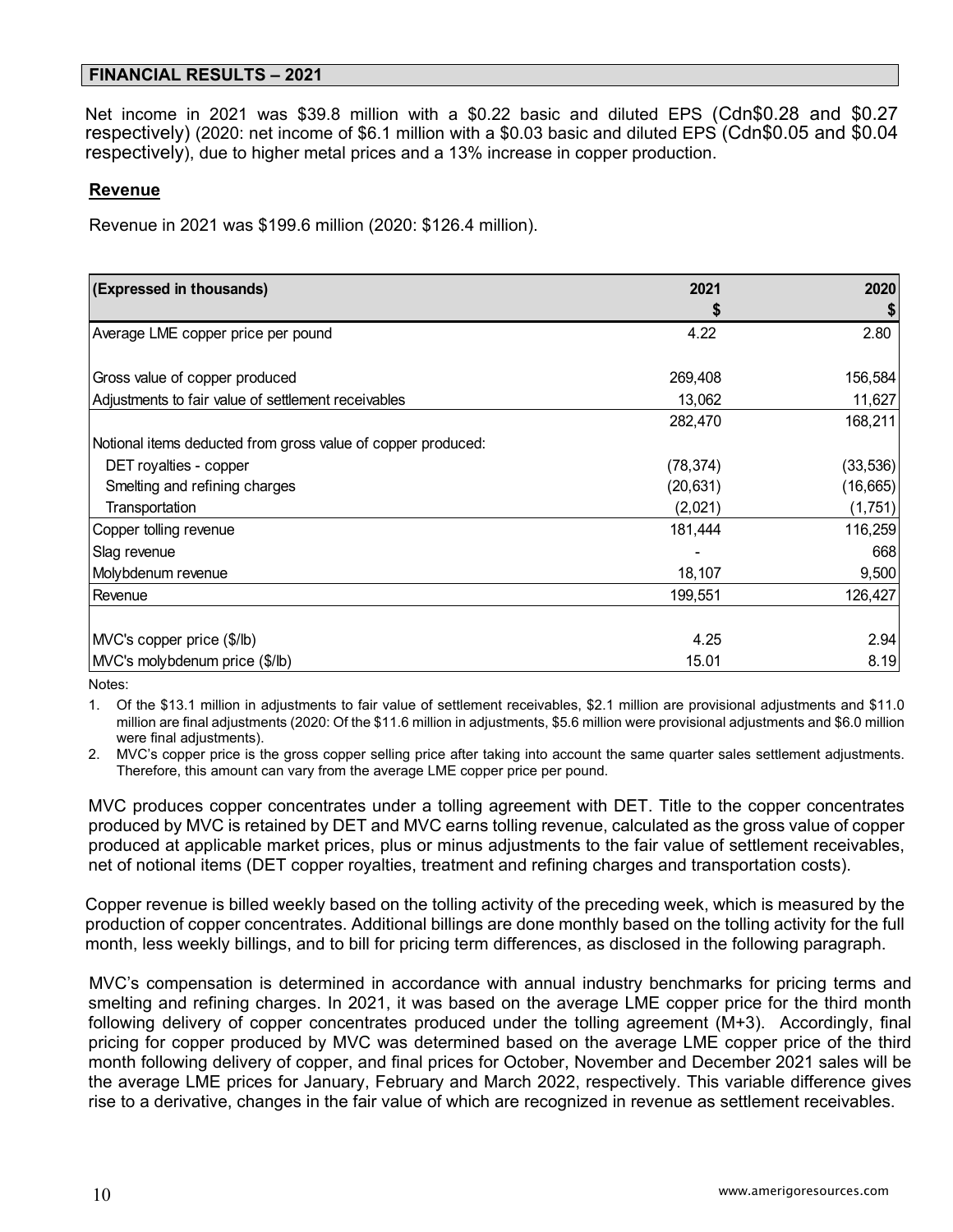## FINANCIAL RESULTS – 2021

Net income in 2021 was $39.8 million with a $0.22 basic and diluted EPS (Cdn$0.28 and $0.27 respectively) (2020: net income of $6.1 million with a $0.03 basic and diluted EPS (Cdn$0.05 and $0.04 respectively), due to higher metal prices and a 13% increase in copper production.

### Revenue

Revenue in 2021 was $199.6 million (2020: $126.4 million).

| (Expressed in thousands) | 2021<br>$ | 2020<br>$ |
|---|---|---|
| Average LME copper price per pound | 4.22 | 2.80 |
| Gross value of copper produced | 269,408 | 156,584 |
| Adjustments to fair value of settlement receivables | 13,062 | 11,627 |
| | 282,470 | 168,211 |
| Notional items deducted from gross value of copper produced: | | |
| DET royalties - copper | (78,374) | (33,536) |
| Smelting and refining charges | (20,631) | (16,665) |
| Transportation | (2,021) | (1,751) |
| Copper tolling revenue | 181,444 | 116,259 |
| Slag revenue | - | 668 |
| Molybdenum revenue | 18,107 | 9,500 |
| Revenue | 199,551 | 126,427 |
| MVC's copper price ($/lb) | 4.25 | 2.94 |
| MVC's molybdenum price ($/lb) | 15.01 | 8.19 |

Notes:

1. Of the $13.1 million in adjustments to fair value of settlement receivables, $2.1 million are provisional adjustments and $11.0 million are final adjustments (2020: Of the $11.6 million in adjustments, $5.6 million were provisional adjustments and $6.0 million were final adjustments).
2. MVC's copper price is the gross copper selling price after taking into account the same quarter sales settlement adjustments. Therefore, this amount can vary from the average LME copper price per pound.

MVC produces copper concentrates under a tolling agreement with DET. Title to the copper concentrates produced by MVC is retained by DET and MVC earns tolling revenue, calculated as the gross value of copper produced at applicable market prices, plus or minus adjustments to the fair value of settlement receivables, net of notional items (DET copper royalties, treatment and refining charges and transportation costs).

Copper revenue is billed weekly based on the tolling activity of the preceding week, which is measured by the production of copper concentrates. Additional billings are done monthly based on the tolling activity for the full month, less weekly billings, and to bill for pricing term differences, as disclosed in the following paragraph.

MVC's compensation is determined in accordance with annual industry benchmarks for pricing terms and smelting and refining charges. In 2021, it was based on the average LME copper price for the third month following delivery of copper concentrates produced under the tolling agreement (M+3). Accordingly, final pricing for copper produced by MVC was determined based on the average LME copper price of the third month following delivery of copper, and final prices for October, November and December 2021 sales will be the average LME prices for January, February and March 2022, respectively. This variable difference gives rise to a derivative, changes in the fair value of which are recognized in revenue as settlement receivables.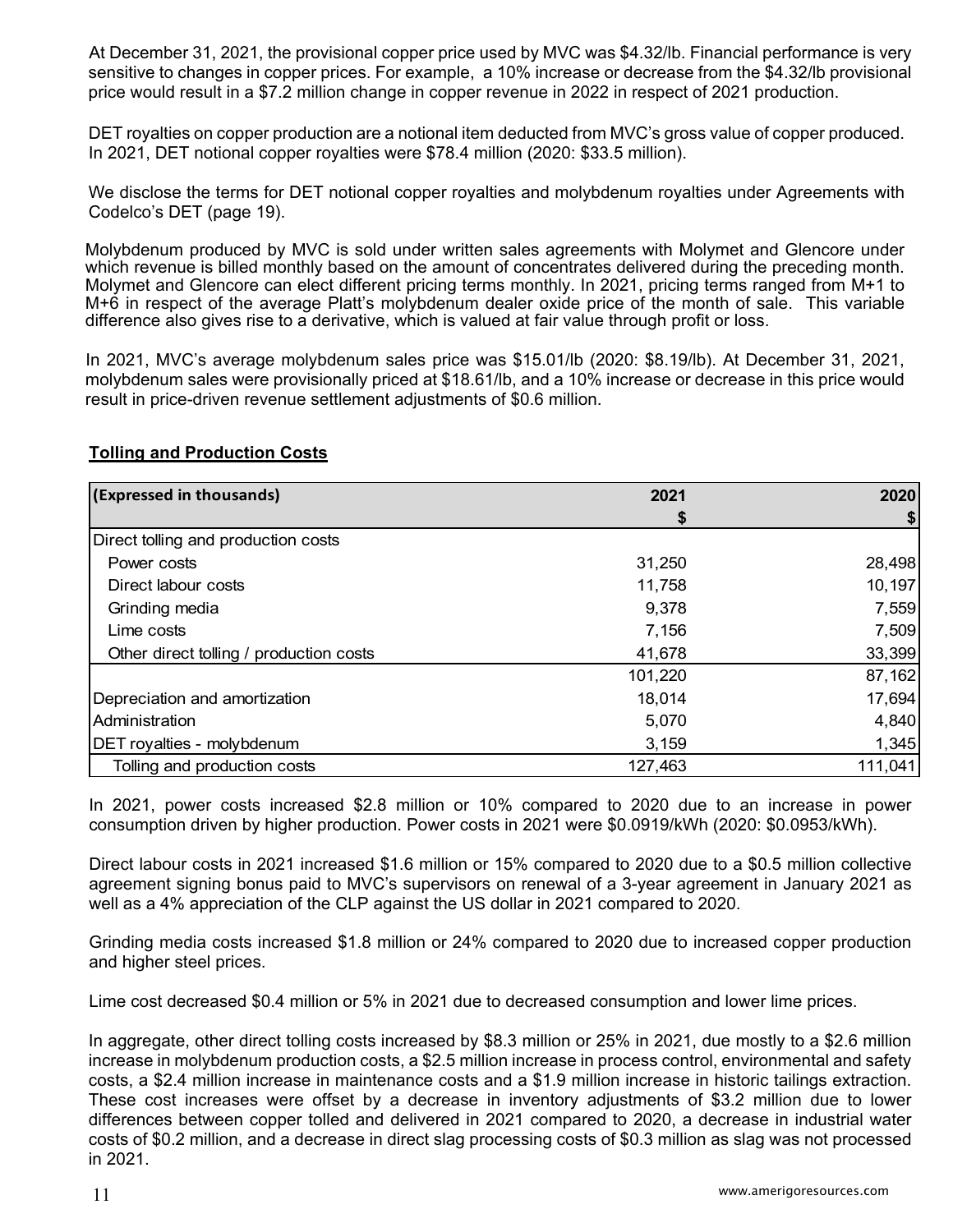At December 31, 2021, the provisional copper price used by MVC was $4.32/lb. Financial performance is very sensitive to changes in copper prices. For example, a 10% increase or decrease from the $4.32/lb provisional price would result in a $7.2 million change in copper revenue in 2022 in respect of 2021 production.

DET royalties on copper production are a notional item deducted from MVC's gross value of copper produced. In 2021, DET notional copper royalties were $78.4 million (2020: $33.5 million).

We disclose the terms for DET notional copper royalties and molybdenum royalties under Agreements with Codelco's DET (page 19).

Molybdenum produced by MVC is sold under written sales agreements with Molymet and Glencore under which revenue is billed monthly based on the amount of concentrates delivered during the preceding month. Molymet and Glencore can elect different pricing terms monthly. In 2021, pricing terms ranged from M+1 to M+6 in respect of the average Platt's molybdenum dealer oxide price of the month of sale. This variable difference also gives rise to a derivative, which is valued at fair value through profit or loss.

In 2021, MVC's average molybdenum sales price was $15.01/lb (2020: $8.19/lb). At December 31, 2021, molybdenum sales were provisionally priced at $18.61/lb, and a 10% increase or decrease in this price would result in price-driven revenue settlement adjustments of $0.6 million.

## Tolling and Production Costs

| (Expressed in thousands) | 2021<br>$ | 2020<br>$ |
|---|---|---|
| Direct tolling and production costs | | |
| Power costs | 31,250 | 28,498 |
| Direct labour costs | 11,758 | 10,197 |
| Grinding media | 9,378 | 7,559 |
| Lime costs | 7,156 | 7,509 |
| Other direct tolling / production costs | 41,678 | 33,399 |
| | 101,220 | 87,162 |
| Depreciation and amortization | 18,014 | 17,694 |
| Administration | 5,070 | 4,840 |
| DET royalties - molybdenum | 3,159 | 1,345 |
| Tolling and production costs | 127,463 | 111,041 |

In 2021, power costs increased $2.8 million or 10% compared to 2020 due to an increase in power consumption driven by higher production. Power costs in 2021 were $0.0919/kWh (2020: $0.0953/kWh).

Direct labour costs in 2021 increased $1.6 million or 15% compared to 2020 due to a $0.5 million collective agreement signing bonus paid to MVC's supervisors on renewal of a 3-year agreement in January 2021 as well as a 4% appreciation of the CLP against the US dollar in 2021 compared to 2020.

Grinding media costs increased $1.8 million or 24% compared to 2020 due to increased copper production and higher steel prices.

Lime cost decreased $0.4 million or 5% in 2021 due to decreased consumption and lower lime prices.

In aggregate, other direct tolling costs increased by $8.3 million or 25% in 2021, due mostly to a $2.6 million increase in molybdenum production costs, a $2.5 million increase in process control, environmental and safety costs, a $2.4 million increase in maintenance costs and a $1.9 million increase in historic tailings extraction. These cost increases were offset by a decrease in inventory adjustments of $3.2 million due to lower differences between copper tolled and delivered in 2021 compared to 2020, a decrease in industrial water costs of $0.2 million, and a decrease in direct slag processing costs of $0.3 million as slag was not processed in 2021.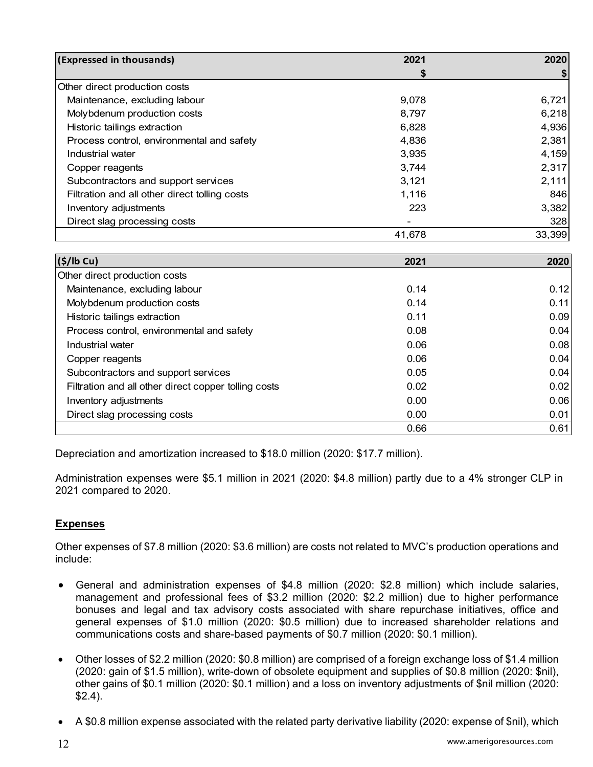| (Expressed in thousands) | 2021 $ | 2020 $ |
|---|---|---|
| Other direct production costs | | |
| Maintenance, excluding labour | 9,078 | 6,721 |
| Molybdenum production costs | 8,797 | 6,218 |
| Historic tailings extraction | 6,828 | 4,936 |
| Process control, environmental and safety | 4,836 | 2,381 |
| Industrial water | 3,935 | 4,159 |
| Copper reagents | 3,744 | 2,317 |
| Subcontractors and support services | 3,121 | 2,111 |
| Filtration and all other direct tolling costs | 1,116 | 846 |
| Inventory adjustments | 223 | 3,382 |
| Direct slag processing costs | - | 328 |
| | 41,678 | 33,399 |

| ($/lb Cu) | 2021 | 2020 |
|---|---|---|
| Other direct production costs | | |
| Maintenance, excluding labour | 0.14 | 0.12 |
| Molybdenum production costs | 0.14 | 0.11 |
| Historic tailings extraction | 0.11 | 0.09 |
| Process control, environmental and safety | 0.08 | 0.04 |
| Industrial water | 0.06 | 0.08 |
| Copper reagents | 0.06 | 0.04 |
| Subcontractors and support services | 0.05 | 0.04 |
| Filtration and all other direct copper tolling costs | 0.02 | 0.02 |
| Inventory adjustments | 0.00 | 0.06 |
| Direct slag processing costs | 0.00 | 0.01 |
| | 0.66 | 0.61 |

Depreciation and amortization increased to $18.0 million (2020: $17.7 million).

Administration expenses were $5.1 million in 2021 (2020: $4.8 million) partly due to a 4% stronger CLP in 2021 compared to 2020.

## Expenses

Other expenses of $7.8 million (2020: $3.6 million) are costs not related to MVC's production operations and include:

- General and administration expenses of $4.8 million (2020: $2.8 million) which include salaries, management and professional fees of $3.2 million (2020: $2.2 million) due to higher performance bonuses and legal and tax advisory costs associated with share repurchase initiatives, office and general expenses of $1.0 million (2020: $0.5 million) due to increased shareholder relations and communications costs and share-based payments of $0.7 million (2020: $0.1 million).

- Other losses of $2.2 million (2020: $0.8 million) are comprised of a foreign exchange loss of $1.4 million (2020: gain of $1.5 million), write-down of obsolete equipment and supplies of $0.8 million (2020: $nil), other gains of $0.1 million (2020: $0.1 million) and a loss on inventory adjustments of $nil million (2020: $2.4).

- A $0.8 million expense associated with the related party derivative liability (2020: expense of $nil), which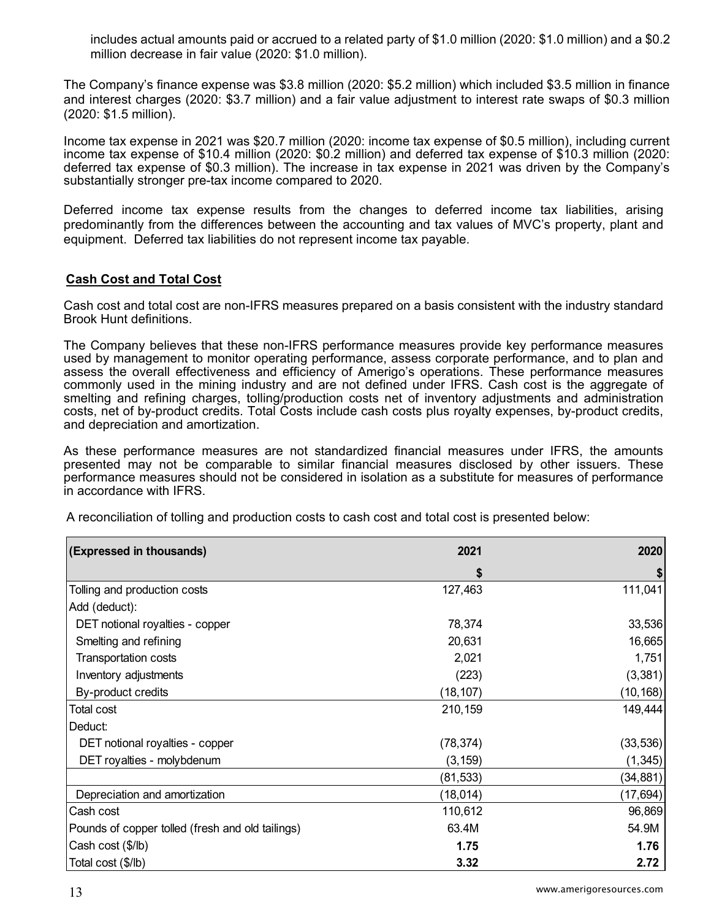includes actual amounts paid or accrued to a related party of $1.0 million (2020: $1.0 million) and a $0.2 million decrease in fair value (2020: $1.0 million).

The Company's finance expense was $3.8 million (2020: $5.2 million) which included $3.5 million in finance and interest charges (2020: $3.7 million) and a fair value adjustment to interest rate swaps of $0.3 million (2020: $1.5 million).

Income tax expense in 2021 was $20.7 million (2020: income tax expense of $0.5 million), including current income tax expense of $10.4 million (2020: $0.2 million) and deferred tax expense of $10.3 million (2020: deferred tax expense of $0.3 million). The increase in tax expense in 2021 was driven by the Company's substantially stronger pre-tax income compared to 2020.

Deferred income tax expense results from the changes to deferred income tax liabilities, arising predominantly from the differences between the accounting and tax values of MVC's property, plant and equipment. Deferred tax liabilities do not represent income tax payable.

## Cash Cost and Total Cost

Cash cost and total cost are non-IFRS measures prepared on a basis consistent with the industry standard Brook Hunt definitions.

The Company believes that these non-IFRS performance measures provide key performance measures used by management to monitor operating performance, assess corporate performance, and to plan and assess the overall effectiveness and efficiency of Amerigo's operations. These performance measures commonly used in the mining industry and are not defined under IFRS. Cash cost is the aggregate of smelting and refining charges, tolling/production costs net of inventory adjustments and administration costs, net of by-product credits. Total Costs include cash costs plus royalty expenses, by-product credits, and depreciation and amortization.

As these performance measures are not standardized financial measures under IFRS, the amounts presented may not be comparable to similar financial measures disclosed by other issuers. These performance measures should not be considered in isolation as a substitute for measures of performance in accordance with IFRS.

A reconciliation of tolling and production costs to cash cost and total cost is presented below:

| (Expressed in thousands) | 2021 | 2020 |
|---|---|---|
| | $ | $ |
| Tolling and production costs | 127,463 | 111,041 |
| Add (deduct): | | |
| DET notional royalties - copper | 78,374 | 33,536 |
| Smelting and refining | 20,631 | 16,665 |
| Transportation costs | 2,021 | 1,751 |
| Inventory adjustments | (223) | (3,381) |
| By-product credits | (18,107) | (10,168) |
| Total cost | 210,159 | 149,444 |
| Deduct: | | |
| DET notional royalties - copper | (78,374) | (33,536) |
| DET royalties - molybdenum | (3,159) | (1,345) |
| | (81,533) | (34,881) |
| Depreciation and amortization | (18,014) | (17,694) |
| Cash cost | 110,612 | 96,869 |
| Pounds of copper tolled (fresh and old tailings) | 63.4M | 54.9M |
| Cash cost ($/lb) | **1.75** | **1.76** |
| Total cost ($/lb) | **3.32** | **2.72** |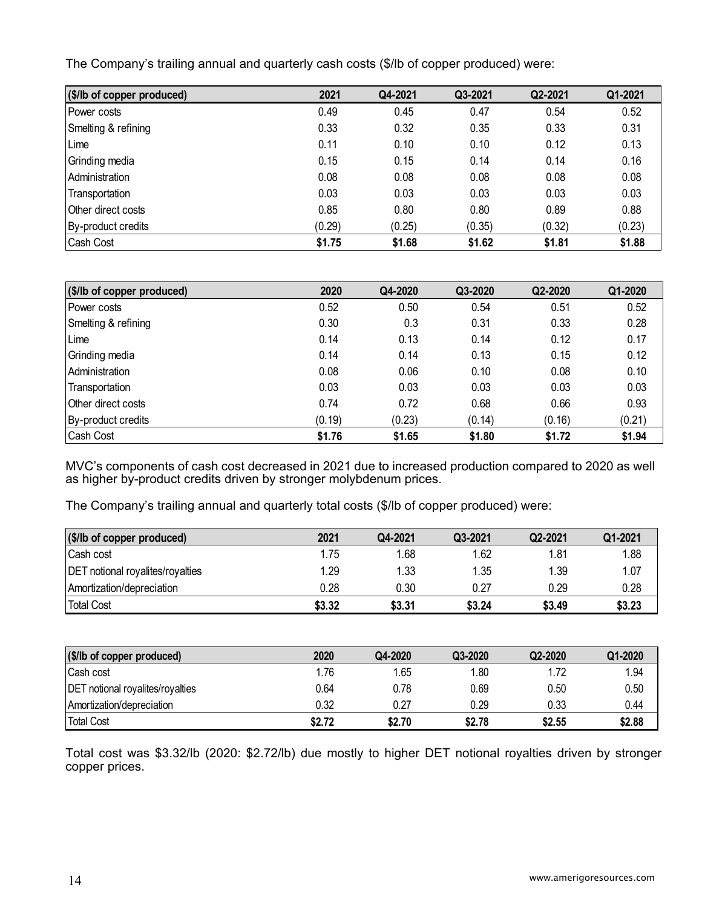The Company's trailing annual and quarterly cash costs ($/lb of copper produced) were:

| ($/lb of copper produced) | 2021 | Q4-2021 | Q3-2021 | Q2-2021 | Q1-2021 |
|---|---|---|---|---|---|
| Power costs | 0.49 | 0.45 | 0.47 | 0.54 | 0.52 |
| Smelting & refining | 0.33 | 0.32 | 0.35 | 0.33 | 0.31 |
| Lime | 0.11 | 0.10 | 0.10 | 0.12 | 0.13 |
| Grinding media | 0.15 | 0.15 | 0.14 | 0.14 | 0.16 |
| Administration | 0.08 | 0.08 | 0.08 | 0.08 | 0.08 |
| Transportation | 0.03 | 0.03 | 0.03 | 0.03 | 0.03 |
| Other direct costs | 0.85 | 0.80 | 0.80 | 0.89 | 0.88 |
| By-product credits | (0.29) | (0.25) | (0.35) | (0.32) | (0.23) |
| Cash Cost | **$1.75** | **$1.68** | **$1.62** | **$1.81** | **$1.88** |

| ($/lb of copper produced) | 2020 | Q4-2020 | Q3-2020 | Q2-2020 | Q1-2020 |
|---|---|---|---|---|---|
| Power costs | 0.52 | 0.50 | 0.54 | 0.51 | 0.52 |
| Smelting & refining | 0.30 | 0.3 | 0.31 | 0.33 | 0.28 |
| Lime | 0.14 | 0.13 | 0.14 | 0.12 | 0.17 |
| Grinding media | 0.14 | 0.14 | 0.13 | 0.15 | 0.12 |
| Administration | 0.08 | 0.06 | 0.10 | 0.08 | 0.10 |
| Transportation | 0.03 | 0.03 | 0.03 | 0.03 | 0.03 |
| Other direct costs | 0.74 | 0.72 | 0.68 | 0.66 | 0.93 |
| By-product credits | (0.19) | (0.23) | (0.14) | (0.16) | (0.21) |
| Cash Cost | **$1.76** | **$1.65** | **$1.80** | **$1.72** | **$1.94** |

MVC's components of cash cost decreased in 2021 due to increased production compared to 2020 as well as higher by-product credits driven by stronger molybdenum prices.

The Company's trailing annual and quarterly total costs ($/lb of copper produced) were:

| ($/lb of copper produced) | 2021 | Q4-2021 | Q3-2021 | Q2-2021 | Q1-2021 |
|---|---|---|---|---|---|
| Cash cost | 1.75 | 1.68 | 1.62 | 1.81 | 1.88 |
| DET notional royalites/royalties | 1.29 | 1.33 | 1.35 | 1.39 | 1.07 |
| Amortization/depreciation | 0.28 | 0.30 | 0.27 | 0.29 | 0.28 |
| Total Cost | **$3.32** | **$3.31** | **$3.24** | **$3.49** | **$3.23** |

| ($/lb of copper produced) | 2020 | Q4-2020 | Q3-2020 | Q2-2020 | Q1-2020 |
|---|---|---|---|---|---|
| Cash cost | 1.76 | 1.65 | 1.80 | 1.72 | 1.94 |
| DET notional royalites/royalties | 0.64 | 0.78 | 0.69 | 0.50 | 0.50 |
| Amortization/depreciation | 0.32 | 0.27 | 0.29 | 0.33 | 0.44 |
| Total Cost | **$2.72** | **$2.70** | **$2.78** | **$2.55** | **$2.88** |

Total cost was $3.32/lb (2020: $2.72/lb) due mostly to higher DET notional royalties driven by stronger copper prices.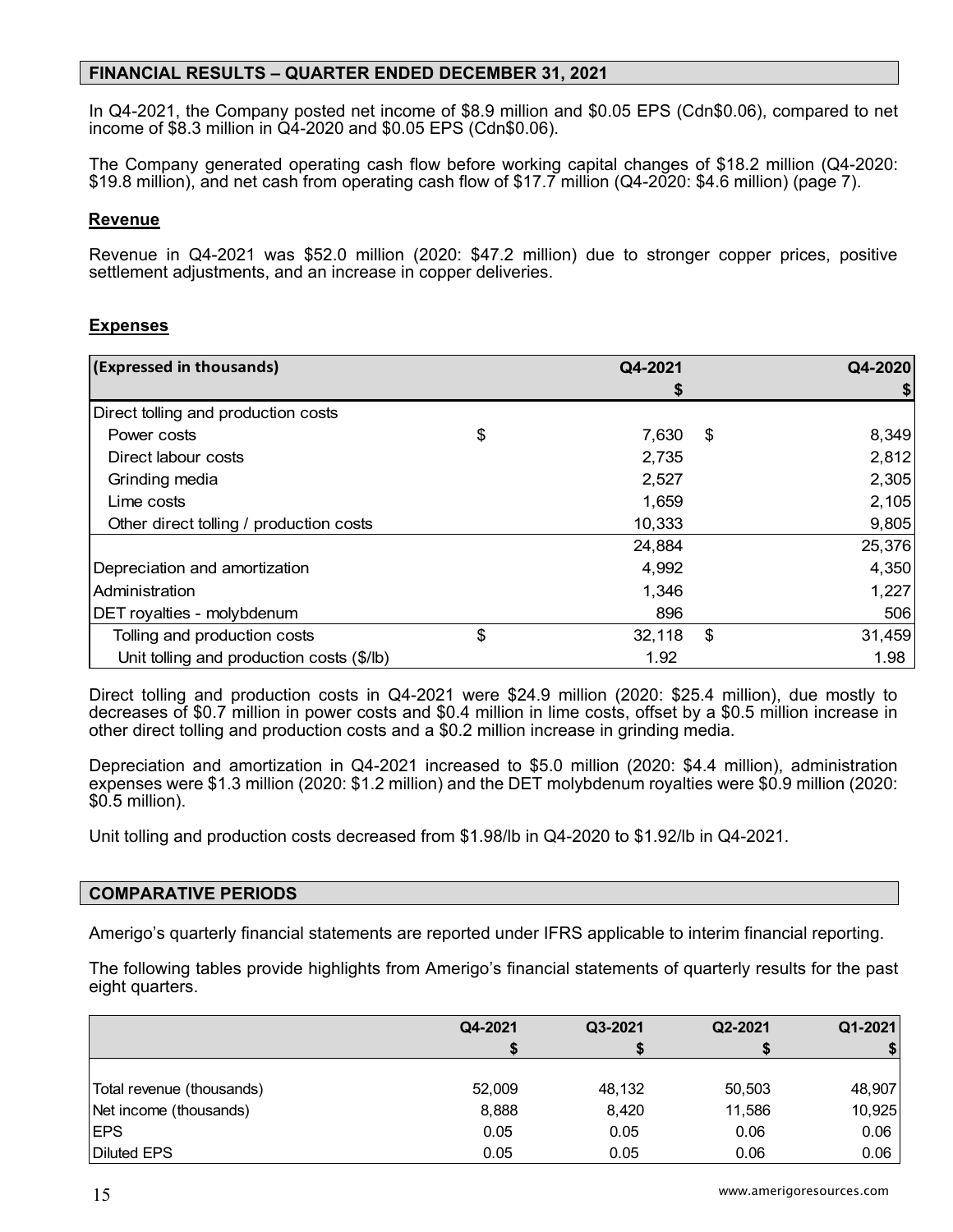## FINANCIAL RESULTS – QUARTER ENDED DECEMBER 31, 2021

In Q4-2021, the Company posted net income of $8.9 million and $0.05 EPS (Cdn$0.06), compared to net income of $8.3 million in Q4-2020 and $0.05 EPS (Cdn$0.06).

The Company generated operating cash flow before working capital changes of $18.2 million (Q4-2020: $19.8 million), and net cash from operating cash flow of $17.7 million (Q4-2020: $4.6 million) (page 7).

### Revenue

Revenue in Q4-2021 was $52.0 million (2020: $47.2 million) due to stronger copper prices, positive settlement adjustments, and an increase in copper deliveries.

### Expenses

| (Expressed in thousands) | Q4-2021 $ | Q4-2020 $ |
|---|---|---|
| Direct tolling and production costs | | |
| Power costs | $ 7,630 | $ 8,349 |
| Direct labour costs | 2,735 | 2,812 |
| Grinding media | 2,527 | 2,305 |
| Lime costs | 1,659 | 2,105 |
| Other direct tolling / production costs | 10,333 | 9,805 |
| | 24,884 | 25,376 |
| Depreciation and amortization | 4,992 | 4,350 |
| Administration | 1,346 | 1,227 |
| DET royalties - molybdenum | 896 | 506 |
| Tolling and production costs | $ 32,118 | $ 31,459 |
| Unit tolling and production costs ($/lb) | 1.92 | 1.98 |

Direct tolling and production costs in Q4-2021 were $24.9 million (2020: $25.4 million), due mostly to decreases of $0.7 million in power costs and $0.4 million in lime costs, offset by a $0.5 million increase in other direct tolling and production costs and a $0.2 million increase in grinding media.

Depreciation and amortization in Q4-2021 increased to $5.0 million (2020: $4.4 million), administration expenses were $1.3 million (2020: $1.2 million) and the DET molybdenum royalties were $0.9 million (2020: $0.5 million).

Unit tolling and production costs decreased from $1.98/lb in Q4-2020 to $1.92/lb in Q4-2021.

## COMPARATIVE PERIODS

Amerigo's quarterly financial statements are reported under IFRS applicable to interim financial reporting.

The following tables provide highlights from Amerigo's financial statements of quarterly results for the past eight quarters.

| | Q4-2021 $ | Q3-2021 $ | Q2-2021 $ | Q1-2021 $ |
|---|---|---|---|---|
| Total revenue (thousands) | 52,009 | 48,132 | 50,503 | 48,907 |
| Net income (thousands) | 8,888 | 8,420 | 11,586 | 10,925 |
| EPS | 0.05 | 0.05 | 0.06 | 0.06 |
| Diluted EPS | 0.05 | 0.05 | 0.06 | 0.06 |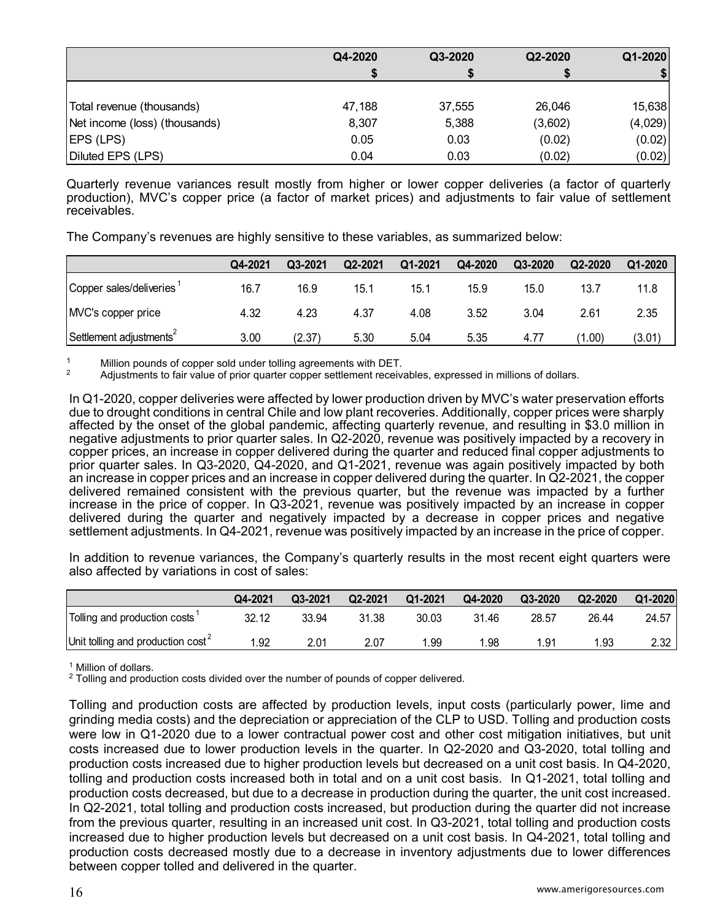| | Q4-2020 | Q3-2020 | Q2-2020 | Q1-2020 |
|---|---|---|---|---|
| | $ | $ | $ | $ |
| Total revenue (thousands) | 47,188 | 37,555 | 26,046 | 15,638 |
| Net income (loss) (thousands) | 8,307 | 5,388 | (3,602) | (4,029) |
| EPS (LPS) | 0.05 | 0.03 | (0.02) | (0.02) |
| Diluted EPS (LPS) | 0.04 | 0.03 | (0.02) | (0.02) |

Quarterly revenue variances result mostly from higher or lower copper deliveries (a factor of quarterly production), MVC's copper price (a factor of market prices) and adjustments to fair value of settlement receivables.

The Company's revenues are highly sensitive to these variables, as summarized below:

| | Q4-2021 | Q3-2021 | Q2-2021 | Q1-2021 | Q4-2020 | Q3-2020 | Q2-2020 | Q1-2020 |
|---|---|---|---|---|---|---|---|---|
| Copper sales/deliveries [1] | 16.7 | 16.9 | 15.1 | 15.1 | 15.9 | 15.0 | 13.7 | 11.8 |
| MVC's copper price | 4.32 | 4.23 | 4.37 | 4.08 | 3.52 | 3.04 | 2.61 | 2.35 |
| Settlement adjustments [2] | 3.00 | (2.37) | 5.30 | 5.04 | 5.35 | 4.77 | (1.00) | (3.01) |

[1] Million pounds of copper sold under tolling agreements with DET.
[2] Adjustments to fair value of prior quarter copper settlement receivables, expressed in millions of dollars.

In Q1-2020, copper deliveries were affected by lower production driven by MVC's water preservation efforts due to drought conditions in central Chile and low plant recoveries. Additionally, copper prices were sharply affected by the onset of the global pandemic, affecting quarterly revenue, and resulting in $3.0 million in negative adjustments to prior quarter sales. In Q2-2020, revenue was positively impacted by a recovery in copper prices, an increase in copper delivered during the quarter and reduced final copper adjustments to prior quarter sales. In Q3-2020, Q4-2020, and Q1-2021, revenue was again positively impacted by both an increase in copper prices and an increase in copper delivered during the quarter. In Q2-2021, the copper delivered remained consistent with the previous quarter, but the revenue was impacted by a further increase in the price of copper. In Q3-2021, revenue was positively impacted by an increase in copper delivered during the quarter and negatively impacted by a decrease in copper prices and negative settlement adjustments. In Q4-2021, revenue was positively impacted by an increase in the price of copper.

In addition to revenue variances, the Company's quarterly results in the most recent eight quarters were also affected by variations in cost of sales:

| | Q4-2021 | Q3-2021 | Q2-2021 | Q1-2021 | Q4-2020 | Q3-2020 | Q2-2020 | Q1-2020 |
|---|---|---|---|---|---|---|---|---|
| Tolling and production costs [1] | 32.12 | 33.94 | 31.38 | 30.03 | 31.46 | 28.57 | 26.44 | 24.57 |
| Unit tolling and production cost [2] | 1.92 | 2.01 | 2.07 | 1.99 | 1.98 | 1.91 | 1.93 | 2.32 |

[1] Million of dollars.
[2] Tolling and production costs divided over the number of pounds of copper delivered.

Tolling and production costs are affected by production levels, input costs (particularly power, lime and grinding media costs) and the depreciation or appreciation of the CLP to USD. Tolling and production costs were low in Q1-2020 due to a lower contractual power cost and other cost mitigation initiatives, but unit costs increased due to lower production levels in the quarter. In Q2-2020 and Q3-2020, total tolling and production costs increased due to higher production levels but decreased on a unit cost basis. In Q4-2020, tolling and production costs increased both in total and on a unit cost basis. In Q1-2021, total tolling and production costs decreased, but due to a decrease in production during the quarter, the unit cost increased. In Q2-2021, total tolling and production costs increased, but production during the quarter did not increase from the previous quarter, resulting in an increased unit cost. In Q3-2021, total tolling and production costs increased due to higher production levels but decreased on a unit cost basis. In Q4-2021, total tolling and production costs decreased mostly due to a decrease in inventory adjustments due to lower differences between copper tolled and delivered in the quarter.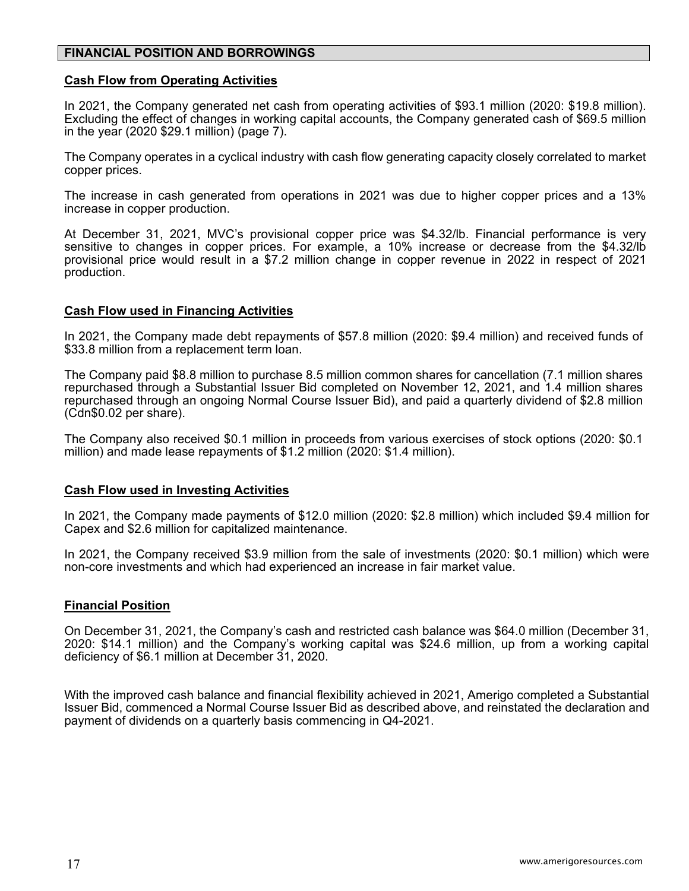## FINANCIAL POSITION AND BORROWINGS

### Cash Flow from Operating Activities

In 2021, the Company generated net cash from operating activities of $93.1 million (2020: $19.8 million). Excluding the effect of changes in working capital accounts, the Company generated cash of $69.5 million in the year (2020 $29.1 million) (page 7).

The Company operates in a cyclical industry with cash flow generating capacity closely correlated to market copper prices.

The increase in cash generated from operations in 2021 was due to higher copper prices and a 13% increase in copper production.

At December 31, 2021, MVC's provisional copper price was $4.32/lb. Financial performance is very sensitive to changes in copper prices. For example, a 10% increase or decrease from the $4.32/lb provisional price would result in a $7.2 million change in copper revenue in 2022 in respect of 2021 production.

### Cash Flow used in Financing Activities

In 2021, the Company made debt repayments of $57.8 million (2020: $9.4 million) and received funds of $33.8 million from a replacement term loan.

The Company paid $8.8 million to purchase 8.5 million common shares for cancellation (7.1 million shares repurchased through a Substantial Issuer Bid completed on November 12, 2021, and 1.4 million shares repurchased through an ongoing Normal Course Issuer Bid), and paid a quarterly dividend of $2.8 million (Cdn$0.02 per share).

The Company also received $0.1 million in proceeds from various exercises of stock options (2020: $0.1 million) and made lease repayments of $1.2 million (2020: $1.4 million).

### Cash Flow used in Investing Activities

In 2021, the Company made payments of $12.0 million (2020: $2.8 million) which included $9.4 million for Capex and $2.6 million for capitalized maintenance.

In 2021, the Company received $3.9 million from the sale of investments (2020: $0.1 million) which were non-core investments and which had experienced an increase in fair market value.

### Financial Position

On December 31, 2021, the Company's cash and restricted cash balance was $64.0 million (December 31, 2020: $14.1 million) and the Company's working capital was $24.6 million, up from a working capital deficiency of $6.1 million at December 31, 2020.

With the improved cash balance and financial flexibility achieved in 2021, Amerigo completed a Substantial Issuer Bid, commenced a Normal Course Issuer Bid as described above, and reinstated the declaration and payment of dividends on a quarterly basis commencing in Q4-2021.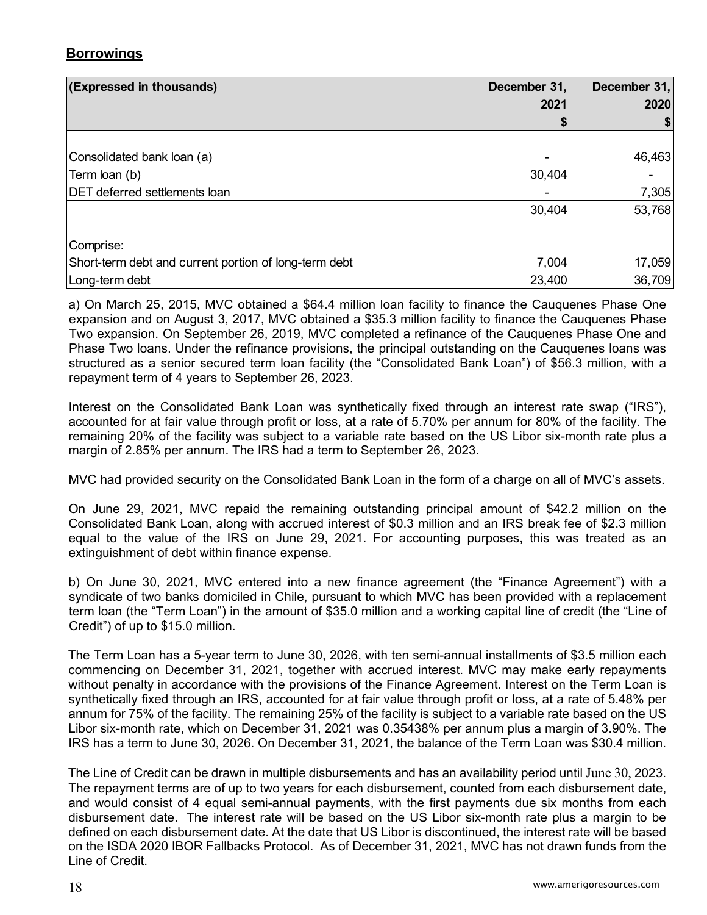## Borrowings

| (Expressed in thousands) | December 31, 2021 $ | December 31, 2020 $ |
|---|---|---|
| Consolidated bank loan (a) | - | 46,463 |
| Term loan (b) | 30,404 | - |
| DET deferred settlements loan | - | 7,305 |
| | 30,404 | 53,768 |
| Comprise: | | |
| Short-term debt and current portion of long-term debt | 7,004 | 17,059 |
| Long-term debt | 23,400 | 36,709 |

a) On March 25, 2015, MVC obtained a $64.4 million loan facility to finance the Cauquenes Phase One expansion and on August 3, 2017, MVC obtained a $35.3 million facility to finance the Cauquenes Phase Two expansion. On September 26, 2019, MVC completed a refinance of the Cauquenes Phase One and Phase Two loans. Under the refinance provisions, the principal outstanding on the Cauquenes loans was structured as a senior secured term loan facility (the "Consolidated Bank Loan") of $56.3 million, with a repayment term of 4 years to September 26, 2023.

Interest on the Consolidated Bank Loan was synthetically fixed through an interest rate swap ("IRS"), accounted for at fair value through profit or loss, at a rate of 5.70% per annum for 80% of the facility. The remaining 20% of the facility was subject to a variable rate based on the US Libor six-month rate plus a margin of 2.85% per annum. The IRS had a term to September 26, 2023.

MVC had provided security on the Consolidated Bank Loan in the form of a charge on all of MVC's assets.

On June 29, 2021, MVC repaid the remaining outstanding principal amount of $42.2 million on the Consolidated Bank Loan, along with accrued interest of $0.3 million and an IRS break fee of $2.3 million equal to the value of the IRS on June 29, 2021. For accounting purposes, this was treated as an extinguishment of debt within finance expense.

b) On June 30, 2021, MVC entered into a new finance agreement (the "Finance Agreement") with a syndicate of two banks domiciled in Chile, pursuant to which MVC has been provided with a replacement term loan (the "Term Loan") in the amount of $35.0 million and a working capital line of credit (the "Line of Credit") of up to $15.0 million.

The Term Loan has a 5-year term to June 30, 2026, with ten semi-annual installments of $3.5 million each commencing on December 31, 2021, together with accrued interest. MVC may make early repayments without penalty in accordance with the provisions of the Finance Agreement. Interest on the Term Loan is synthetically fixed through an IRS, accounted for at fair value through profit or loss, at a rate of 5.48% per annum for 75% of the facility. The remaining 25% of the facility is subject to a variable rate based on the US Libor six-month rate, which on December 31, 2021 was 0.35438% per annum plus a margin of 3.90%. The IRS has a term to June 30, 2026. On December 31, 2021, the balance of the Term Loan was $30.4 million.

The Line of Credit can be drawn in multiple disbursements and has an availability period until June 30, 2023. The repayment terms are of up to two years for each disbursement, counted from each disbursement date, and would consist of 4 equal semi-annual payments, with the first payments due six months from each disbursement date. The interest rate will be based on the US Libor six-month rate plus a margin to be defined on each disbursement date. At the date that US Libor is discontinued, the interest rate will be based on the ISDA 2020 IBOR Fallbacks Protocol. As of December 31, 2021, MVC has not drawn funds from the Line of Credit.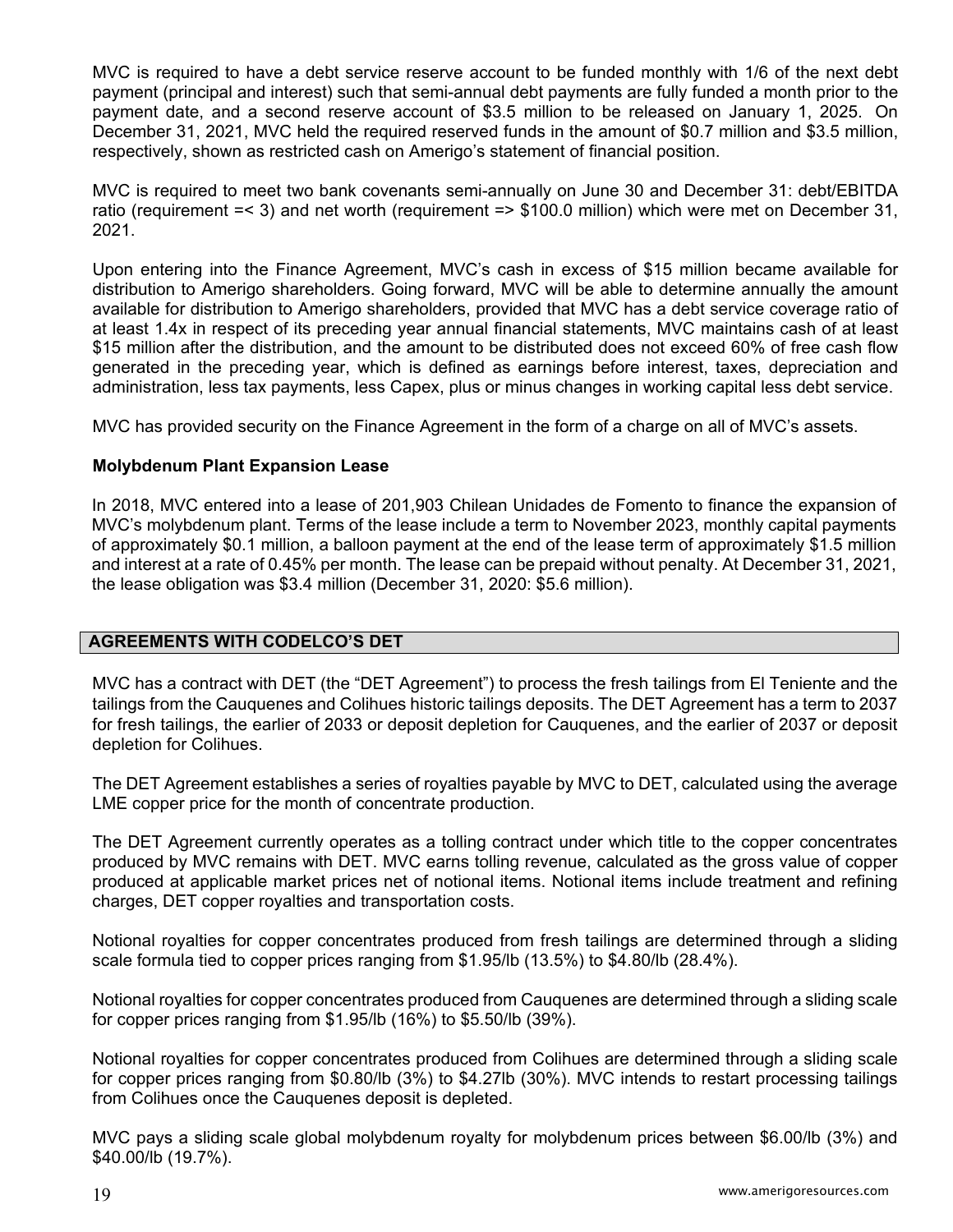MVC is required to have a debt service reserve account to be funded monthly with 1/6 of the next debt payment (principal and interest) such that semi-annual debt payments are fully funded a month prior to the payment date, and a second reserve account of $3.5 million to be released on January 1, 2025. On December 31, 2021, MVC held the required reserved funds in the amount of $0.7 million and $3.5 million, respectively, shown as restricted cash on Amerigo's statement of financial position.

MVC is required to meet two bank covenants semi-annually on June 30 and December 31: debt/EBITDA ratio (requirement =< 3) and net worth (requirement => $100.0 million) which were met on December 31, 2021.

Upon entering into the Finance Agreement, MVC's cash in excess of $15 million became available for distribution to Amerigo shareholders. Going forward, MVC will be able to determine annually the amount available for distribution to Amerigo shareholders, provided that MVC has a debt service coverage ratio of at least 1.4x in respect of its preceding year annual financial statements, MVC maintains cash of at least $15 million after the distribution, and the amount to be distributed does not exceed 60% of free cash flow generated in the preceding year, which is defined as earnings before interest, taxes, depreciation and administration, less tax payments, less Capex, plus or minus changes in working capital less debt service.

MVC has provided security on the Finance Agreement in the form of a charge on all of MVC's assets.

### Molybdenum Plant Expansion Lease

In 2018, MVC entered into a lease of 201,903 Chilean Unidades de Fomento to finance the expansion of MVC's molybdenum plant. Terms of the lease include a term to November 2023, monthly capital payments of approximately $0.1 million, a balloon payment at the end of the lease term of approximately $1.5 million and interest at a rate of 0.45% per month. The lease can be prepaid without penalty. At December 31, 2021, the lease obligation was $3.4 million (December 31, 2020: $5.6 million).

## AGREEMENTS WITH CODELCO'S DET

MVC has a contract with DET (the "DET Agreement") to process the fresh tailings from El Teniente and the tailings from the Cauquenes and Colihues historic tailings deposits. The DET Agreement has a term to 2037 for fresh tailings, the earlier of 2033 or deposit depletion for Cauquenes, and the earlier of 2037 or deposit depletion for Colihues.

The DET Agreement establishes a series of royalties payable by MVC to DET, calculated using the average LME copper price for the month of concentrate production.

The DET Agreement currently operates as a tolling contract under which title to the copper concentrates produced by MVC remains with DET. MVC earns tolling revenue, calculated as the gross value of copper produced at applicable market prices net of notional items. Notional items include treatment and refining charges, DET copper royalties and transportation costs.

Notional royalties for copper concentrates produced from fresh tailings are determined through a sliding scale formula tied to copper prices ranging from $1.95/lb (13.5%) to $4.80/lb (28.4%).

Notional royalties for copper concentrates produced from Cauquenes are determined through a sliding scale for copper prices ranging from $1.95/lb (16%) to $5.50/lb (39%).

Notional royalties for copper concentrates produced from Colihues are determined through a sliding scale for copper prices ranging from $0.80/lb (3%) to $4.27lb (30%). MVC intends to restart processing tailings from Colihues once the Cauquenes deposit is depleted.

MVC pays a sliding scale global molybdenum royalty for molybdenum prices between $6.00/lb (3%) and $40.00/lb (19.7%).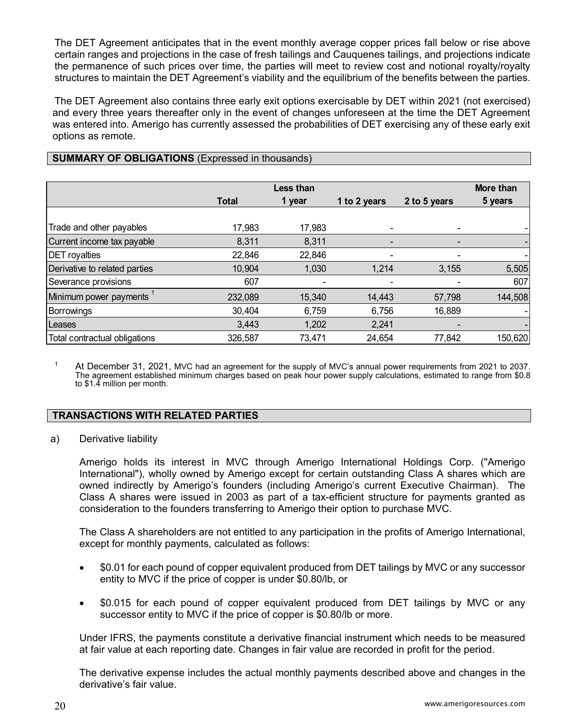The DET Agreement anticipates that in the event monthly average copper prices fall below or rise above certain ranges and projections in the case of fresh tailings and Cauquenes tailings, and projections indicate the permanence of such prices over time, the parties will meet to review cost and notional royalty/royalty structures to maintain the DET Agreement's viability and the equilibrium of the benefits between the parties.

The DET Agreement also contains three early exit options exercisable by DET within 2021 (not exercised) and every three years thereafter only in the event of changes unforeseen at the time the DET Agreement was entered into. Amerigo has currently assessed the probabilities of DET exercising any of these early exit options as remote.

## SUMMARY OF OBLIGATIONS (Expressed in thousands)

| | Total | Less than 1 year | 1 to 2 years | 2 to 5 years | More than 5 years |
|---|---|---|---|---|---|
| Trade and other payables | 17,983 | 17,983 | - | - | - |
| Current income tax payable | 8,311 | 8,311 | - | - | - |
| DET royalties | 22,846 | 22,846 | - | - | - |
| Derivative to related parties | 10,904 | 1,030 | 1,214 | 3,155 | 5,505 |
| Severance provisions | 607 | - | - | - | 607 |
| Minimum power payments [1] | 232,089 | 15,340 | 14,443 | 57,798 | 144,508 |
| Borrowings | 30,404 | 6,759 | 6,756 | 16,889 | - |
| Leases | 3,443 | 1,202 | 2,241 | - | - |
| Total contractual obligations | 326,587 | 73,471 | 24,654 | 77,842 | 150,620 |

[1] At December 31, 2021, MVC had an agreement for the supply of MVC's annual power requirements from 2021 to 2037. The agreement established minimum charges based on peak hour power supply calculations, estimated to range from $0.8 to $1.4 million per month.

## TRANSACTIONS WITH RELATED PARTIES

a) Derivative liability

Amerigo holds its interest in MVC through Amerigo International Holdings Corp. ("Amerigo International"), wholly owned by Amerigo except for certain outstanding Class A shares which are owned indirectly by Amerigo's founders (including Amerigo's current Executive Chairman). The Class A shares were issued in 2003 as part of a tax-efficient structure for payments granted as consideration to the founders transferring to Amerigo their option to purchase MVC.

The Class A shareholders are not entitled to any participation in the profits of Amerigo International, except for monthly payments, calculated as follows:

- $0.01 for each pound of copper equivalent produced from DET tailings by MVC or any successor entity to MVC if the price of copper is under $0.80/lb, or
- $0.015 for each pound of copper equivalent produced from DET tailings by MVC or any successor entity to MVC if the price of copper is $0.80/lb or more.

Under IFRS, the payments constitute a derivative financial instrument which needs to be measured at fair value at each reporting date. Changes in fair value are recorded in profit for the period.

The derivative expense includes the actual monthly payments described above and changes in the derivative's fair value.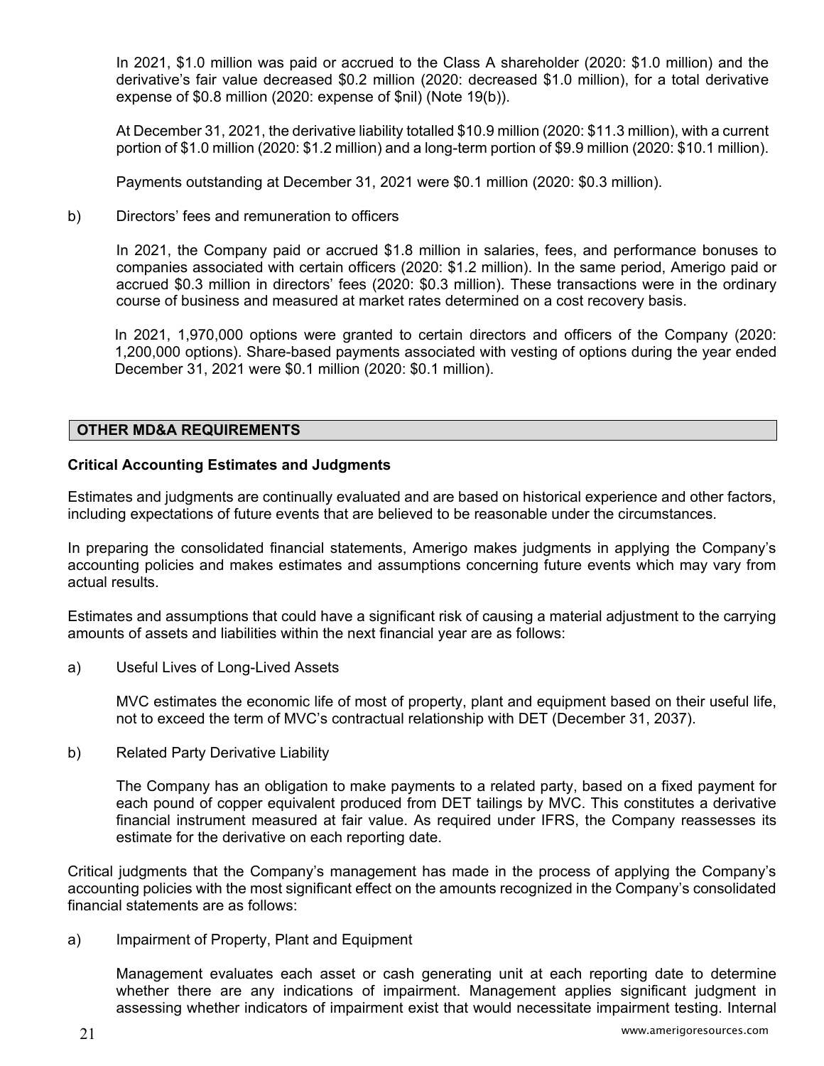In 2021, $1.0 million was paid or accrued to the Class A shareholder (2020: $1.0 million) and the derivative's fair value decreased $0.2 million (2020: decreased $1.0 million), for a total derivative expense of $0.8 million (2020: expense of $nil) (Note 19(b)).

At December 31, 2021, the derivative liability totalled $10.9 million (2020: $11.3 million), with a current portion of $1.0 million (2020: $1.2 million) and a long-term portion of $9.9 million (2020: $10.1 million).

Payments outstanding at December 31, 2021 were $0.1 million (2020: $0.3 million).

b) Directors' fees and remuneration to officers

In 2021, the Company paid or accrued $1.8 million in salaries, fees, and performance bonuses to companies associated with certain officers (2020: $1.2 million). In the same period, Amerigo paid or accrued $0.3 million in directors' fees (2020: $0.3 million). These transactions were in the ordinary course of business and measured at market rates determined on a cost recovery basis.

In 2021, 1,970,000 options were granted to certain directors and officers of the Company (2020: 1,200,000 options). Share-based payments associated with vesting of options during the year ended December 31, 2021 were $0.1 million (2020: $0.1 million).

## OTHER MD&A REQUIREMENTS

### Critical Accounting Estimates and Judgments

Estimates and judgments are continually evaluated and are based on historical experience and other factors, including expectations of future events that are believed to be reasonable under the circumstances.

In preparing the consolidated financial statements, Amerigo makes judgments in applying the Company's accounting policies and makes estimates and assumptions concerning future events which may vary from actual results.

Estimates and assumptions that could have a significant risk of causing a material adjustment to the carrying amounts of assets and liabilities within the next financial year are as follows:

a) Useful Lives of Long-Lived Assets

MVC estimates the economic life of most of property, plant and equipment based on their useful life, not to exceed the term of MVC's contractual relationship with DET (December 31, 2037).

b) Related Party Derivative Liability

The Company has an obligation to make payments to a related party, based on a fixed payment for each pound of copper equivalent produced from DET tailings by MVC. This constitutes a derivative financial instrument measured at fair value. As required under IFRS, the Company reassesses its estimate for the derivative on each reporting date.

Critical judgments that the Company's management has made in the process of applying the Company's accounting policies with the most significant effect on the amounts recognized in the Company's consolidated financial statements are as follows:

a) Impairment of Property, Plant and Equipment

Management evaluates each asset or cash generating unit at each reporting date to determine whether there are any indications of impairment. Management applies significant judgment in assessing whether indicators of impairment exist that would necessitate impairment testing. Internal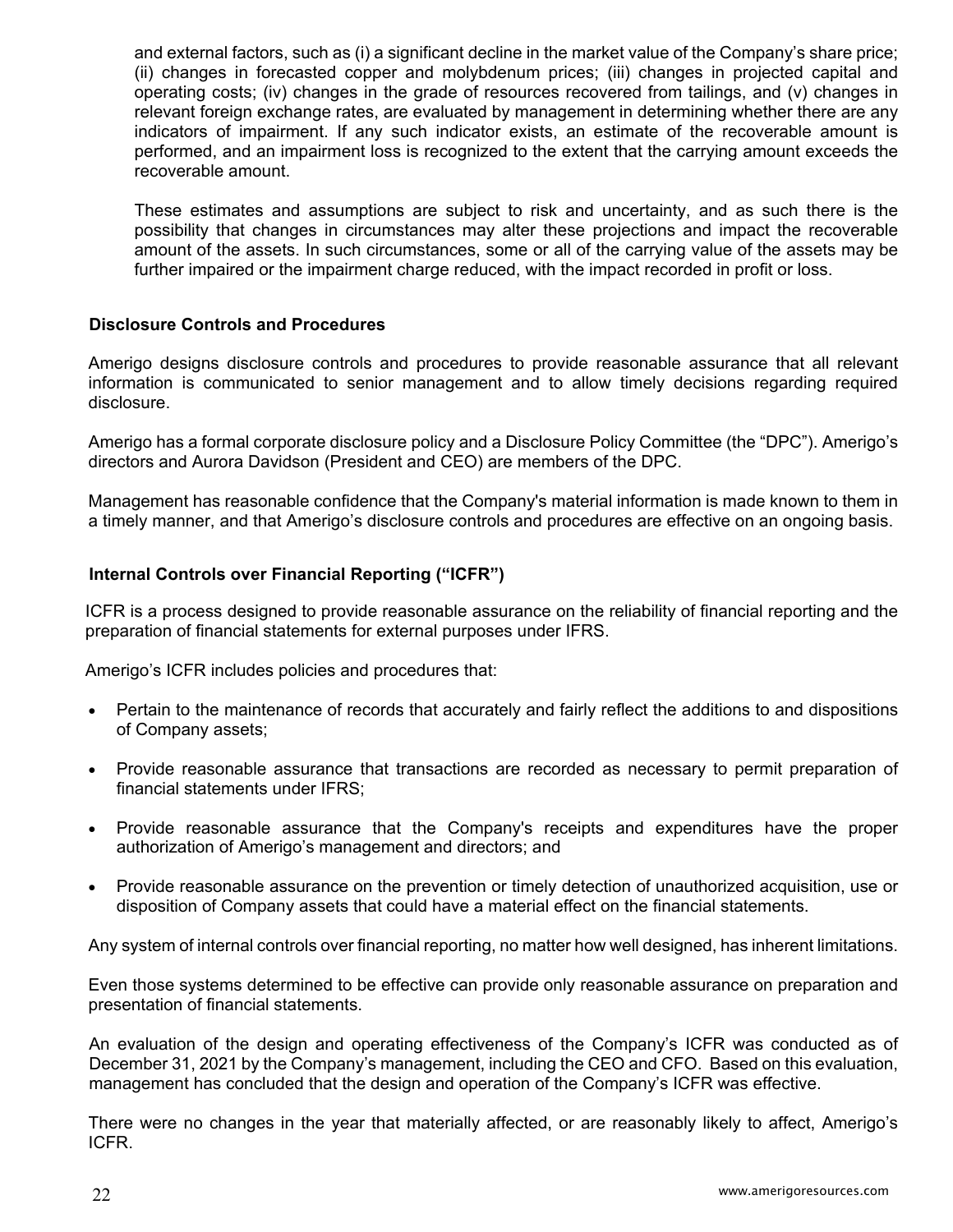and external factors, such as (i) a significant decline in the market value of the Company's share price; (ii) changes in forecasted copper and molybdenum prices; (iii) changes in projected capital and operating costs; (iv) changes in the grade of resources recovered from tailings, and (v) changes in relevant foreign exchange rates, are evaluated by management in determining whether there are any indicators of impairment. If any such indicator exists, an estimate of the recoverable amount is performed, and an impairment loss is recognized to the extent that the carrying amount exceeds the recoverable amount.

These estimates and assumptions are subject to risk and uncertainty, and as such there is the possibility that changes in circumstances may alter these projections and impact the recoverable amount of the assets. In such circumstances, some or all of the carrying value of the assets may be further impaired or the impairment charge reduced, with the impact recorded in profit or loss.

## Disclosure Controls and Procedures

Amerigo designs disclosure controls and procedures to provide reasonable assurance that all relevant information is communicated to senior management and to allow timely decisions regarding required disclosure.

Amerigo has a formal corporate disclosure policy and a Disclosure Policy Committee (the "DPC"). Amerigo's directors and Aurora Davidson (President and CEO) are members of the DPC.

Management has reasonable confidence that the Company's material information is made known to them in a timely manner, and that Amerigo's disclosure controls and procedures are effective on an ongoing basis.

## Internal Controls over Financial Reporting ("ICFR")

ICFR is a process designed to provide reasonable assurance on the reliability of financial reporting and the preparation of financial statements for external purposes under IFRS.

Amerigo's ICFR includes policies and procedures that:

- Pertain to the maintenance of records that accurately and fairly reflect the additions to and dispositions of Company assets;
- Provide reasonable assurance that transactions are recorded as necessary to permit preparation of financial statements under IFRS;
- Provide reasonable assurance that the Company's receipts and expenditures have the proper authorization of Amerigo's management and directors; and
- Provide reasonable assurance on the prevention or timely detection of unauthorized acquisition, use or disposition of Company assets that could have a material effect on the financial statements.

Any system of internal controls over financial reporting, no matter how well designed, has inherent limitations.

Even those systems determined to be effective can provide only reasonable assurance on preparation and presentation of financial statements.

An evaluation of the design and operating effectiveness of the Company's ICFR was conducted as of December 31, 2021 by the Company's management, including the CEO and CFO. Based on this evaluation, management has concluded that the design and operation of the Company's ICFR was effective.

There were no changes in the year that materially affected, or are reasonably likely to affect, Amerigo's ICFR.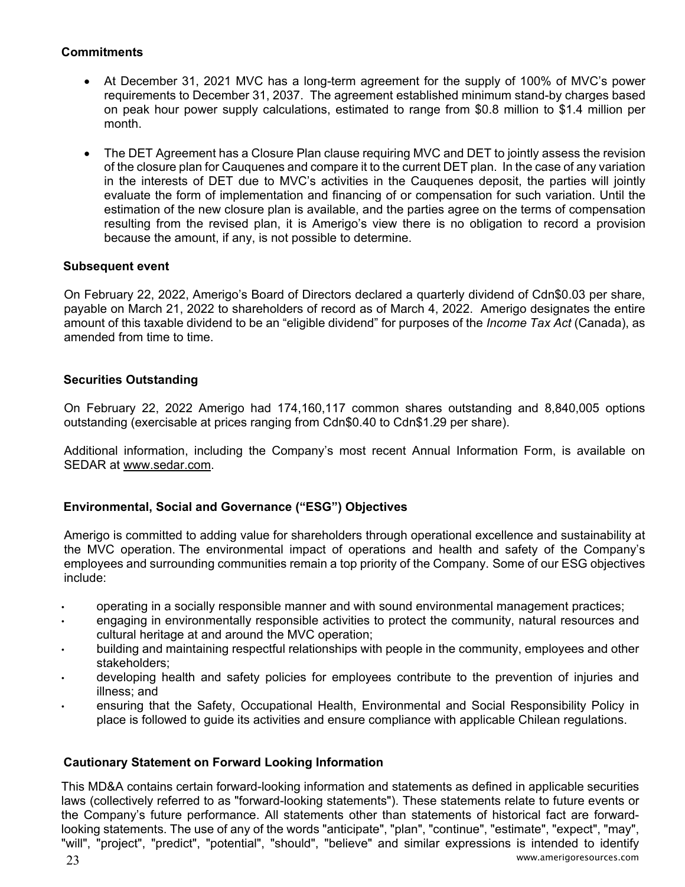### Commitments

- At December 31, 2021 MVC has a long-term agreement for the supply of 100% of MVC's power requirements to December 31, 2037. The agreement established minimum stand-by charges based on peak hour power supply calculations, estimated to range from $0.8 million to $1.4 million per month.

- The DET Agreement has a Closure Plan clause requiring MVC and DET to jointly assess the revision of the closure plan for Cauquenes and compare it to the current DET plan. In the case of any variation in the interests of DET due to MVC's activities in the Cauquenes deposit, the parties will jointly evaluate the form of implementation and financing of or compensation for such variation. Until the estimation of the new closure plan is available, and the parties agree on the terms of compensation resulting from the revised plan, it is Amerigo's view there is no obligation to record a provision because the amount, if any, is not possible to determine.

### Subsequent event

On February 22, 2022, Amerigo's Board of Directors declared a quarterly dividend of Cdn$0.03 per share, payable on March 21, 2022 to shareholders of record as of March 4, 2022. Amerigo designates the entire amount of this taxable dividend to be an "eligible dividend" for purposes of the *Income Tax Act* (Canada), as amended from time to time.

### Securities Outstanding

On February 22, 2022 Amerigo had 174,160,117 common shares outstanding and 8,840,005 options outstanding (exercisable at prices ranging from Cdn$0.40 to Cdn$1.29 per share).

Additional information, including the Company's most recent Annual Information Form, is available on SEDAR at www.sedar.com.

### Environmental, Social and Governance ("ESG") Objectives

Amerigo is committed to adding value for shareholders through operational excellence and sustainability at the MVC operation. The environmental impact of operations and health and safety of the Company's employees and surrounding communities remain a top priority of the Company. Some of our ESG objectives include:

- operating in a socially responsible manner and with sound environmental management practices;
- engaging in environmentally responsible activities to protect the community, natural resources and cultural heritage at and around the MVC operation;
- building and maintaining respectful relationships with people in the community, employees and other stakeholders;
- developing health and safety policies for employees contribute to the prevention of injuries and illness; and
- ensuring that the Safety, Occupational Health, Environmental and Social Responsibility Policy in place is followed to guide its activities and ensure compliance with applicable Chilean regulations.

### Cautionary Statement on Forward Looking Information

This MD&A contains certain forward-looking information and statements as defined in applicable securities laws (collectively referred to as "forward-looking statements"). These statements relate to future events or the Company's future performance. All statements other than statements of historical fact are forward-looking statements. The use of any of the words "anticipate", "plan", "continue", "estimate", "expect", "may", "will", "project", "predict", "potential", "should", "believe" and similar expressions is intended to identify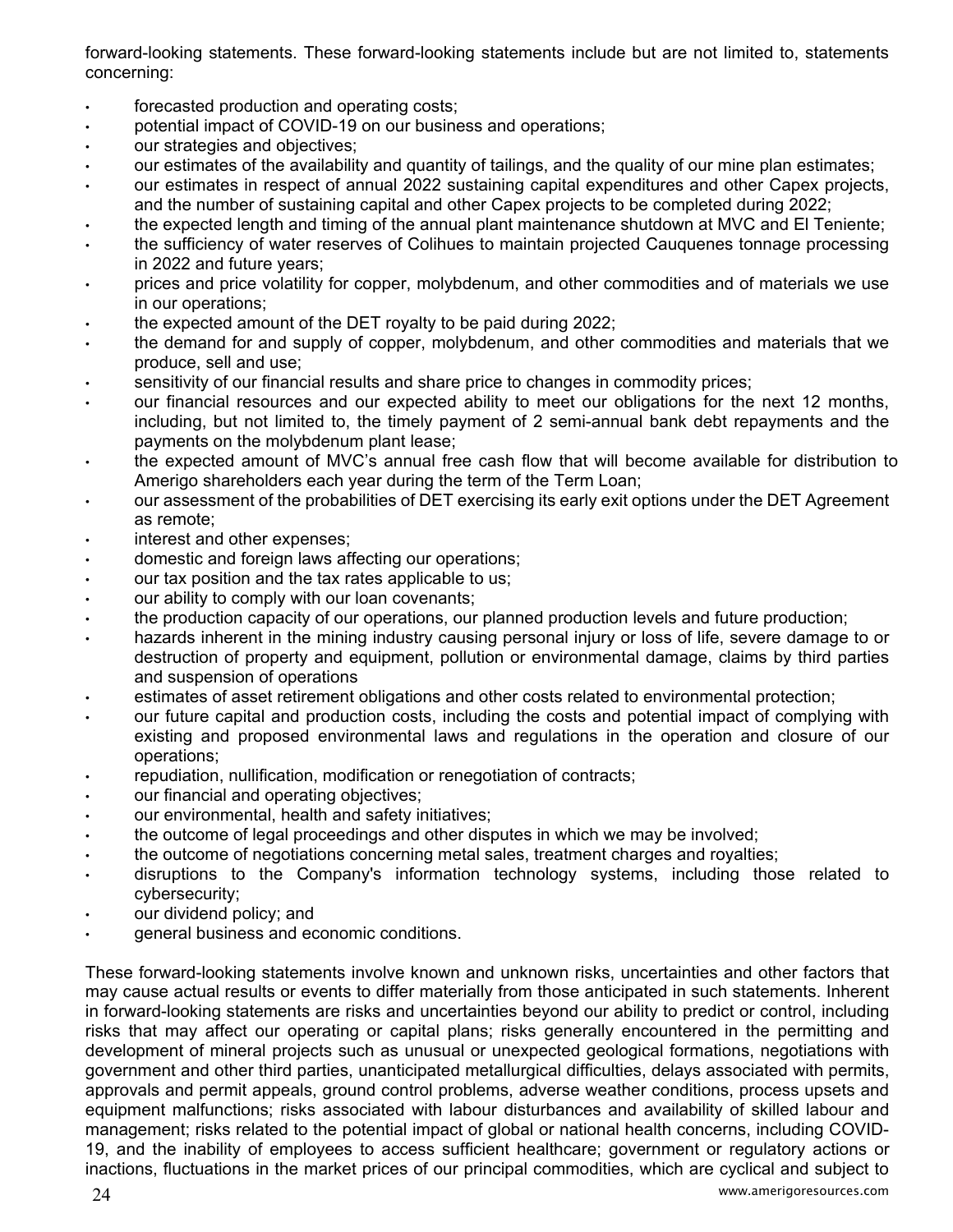forward-looking statements. These forward-looking statements include but are not limited to, statements concerning:

- forecasted production and operating costs;
- potential impact of COVID-19 on our business and operations;
- our strategies and objectives;
- our estimates of the availability and quantity of tailings, and the quality of our mine plan estimates;
- our estimates in respect of annual 2022 sustaining capital expenditures and other Capex projects, and the number of sustaining capital and other Capex projects to be completed during 2022;
- the expected length and timing of the annual plant maintenance shutdown at MVC and El Teniente;
- the sufficiency of water reserves of Colihues to maintain projected Cauquenes tonnage processing in 2022 and future years;
- prices and price volatility for copper, molybdenum, and other commodities and of materials we use in our operations;
- the expected amount of the DET royalty to be paid during 2022;
- the demand for and supply of copper, molybdenum, and other commodities and materials that we produce, sell and use;
- sensitivity of our financial results and share price to changes in commodity prices;
- our financial resources and our expected ability to meet our obligations for the next 12 months, including, but not limited to, the timely payment of 2 semi-annual bank debt repayments and the payments on the molybdenum plant lease;
- the expected amount of MVC's annual free cash flow that will become available for distribution to Amerigo shareholders each year during the term of the Term Loan;
- our assessment of the probabilities of DET exercising its early exit options under the DET Agreement as remote;
- interest and other expenses;
- domestic and foreign laws affecting our operations;
- our tax position and the tax rates applicable to us;
- our ability to comply with our loan covenants;
- the production capacity of our operations, our planned production levels and future production;
- hazards inherent in the mining industry causing personal injury or loss of life, severe damage to or destruction of property and equipment, pollution or environmental damage, claims by third parties and suspension of operations
- estimates of asset retirement obligations and other costs related to environmental protection;
- our future capital and production costs, including the costs and potential impact of complying with existing and proposed environmental laws and regulations in the operation and closure of our operations;
- repudiation, nullification, modification or renegotiation of contracts;
- our financial and operating objectives;
- our environmental, health and safety initiatives;
- the outcome of legal proceedings and other disputes in which we may be involved;
- the outcome of negotiations concerning metal sales, treatment charges and royalties;
- disruptions to the Company's information technology systems, including those related to cybersecurity;
- our dividend policy; and
- general business and economic conditions.

These forward-looking statements involve known and unknown risks, uncertainties and other factors that may cause actual results or events to differ materially from those anticipated in such statements. Inherent in forward-looking statements are risks and uncertainties beyond our ability to predict or control, including risks that may affect our operating or capital plans; risks generally encountered in the permitting and development of mineral projects such as unusual or unexpected geological formations, negotiations with government and other third parties, unanticipated metallurgical difficulties, delays associated with permits, approvals and permit appeals, ground control problems, adverse weather conditions, process upsets and equipment malfunctions; risks associated with labour disturbances and availability of skilled labour and management; risks related to the potential impact of global or national health concerns, including COVID-19, and the inability of employees to access sufficient healthcare; government or regulatory actions or inactions, fluctuations in the market prices of our principal commodities, which are cyclical and subject to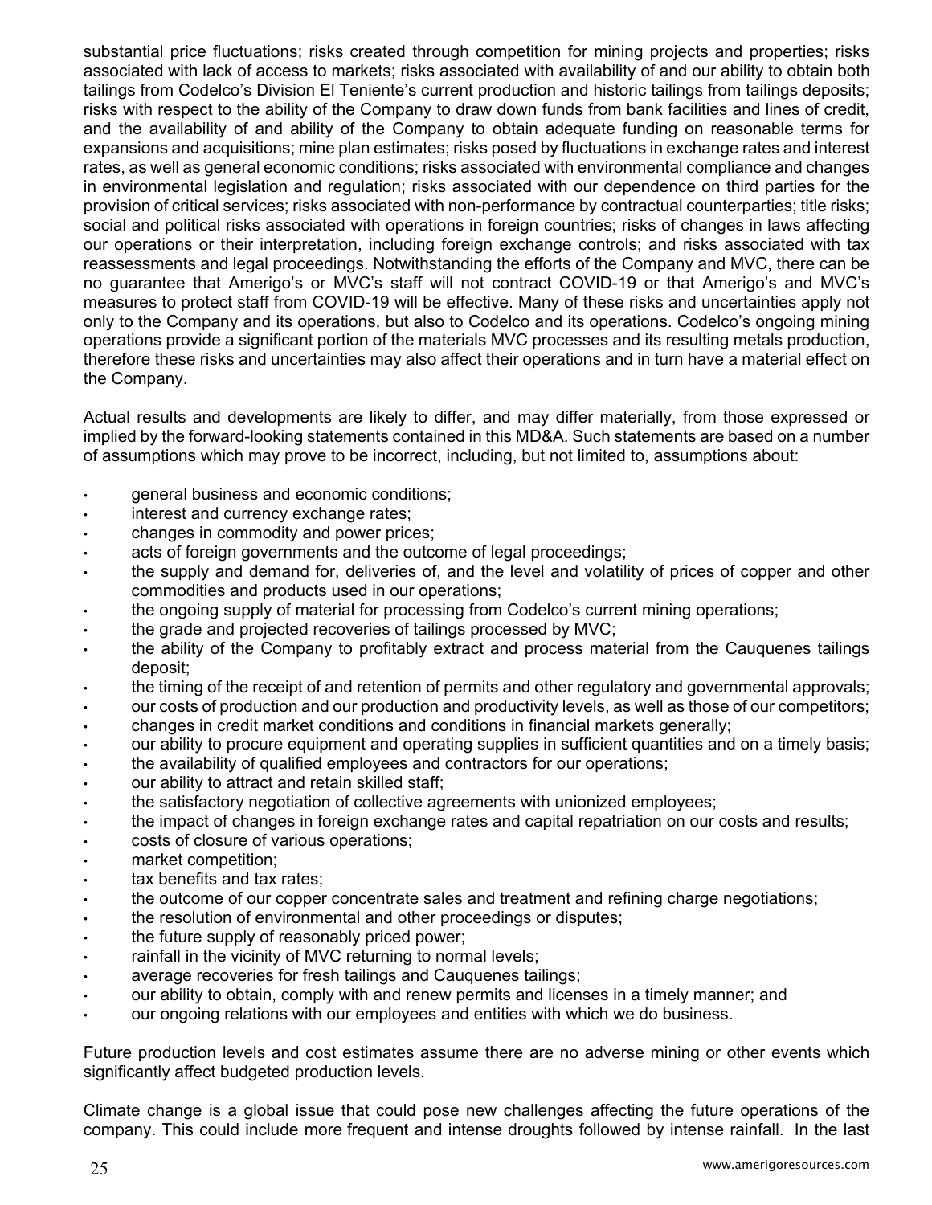substantial price fluctuations; risks created through competition for mining projects and properties; risks associated with lack of access to markets; risks associated with availability of and our ability to obtain both tailings from Codelco's Division El Teniente's current production and historic tailings from tailings deposits; risks with respect to the ability of the Company to draw down funds from bank facilities and lines of credit, and the availability of and ability of the Company to obtain adequate funding on reasonable terms for expansions and acquisitions; mine plan estimates; risks posed by fluctuations in exchange rates and interest rates, as well as general economic conditions; risks associated with environmental compliance and changes in environmental legislation and regulation; risks associated with our dependence on third parties for the provision of critical services; risks associated with non-performance by contractual counterparties; title risks; social and political risks associated with operations in foreign countries; risks of changes in laws affecting our operations or their interpretation, including foreign exchange controls; and risks associated with tax reassessments and legal proceedings. Notwithstanding the efforts of the Company and MVC, there can be no guarantee that Amerigo's or MVC's staff will not contract COVID-19 or that Amerigo's and MVC's measures to protect staff from COVID-19 will be effective. Many of these risks and uncertainties apply not only to the Company and its operations, but also to Codelco and its operations. Codelco's ongoing mining operations provide a significant portion of the materials MVC processes and its resulting metals production, therefore these risks and uncertainties may also affect their operations and in turn have a material effect on the Company.

Actual results and developments are likely to differ, and may differ materially, from those expressed or implied by the forward-looking statements contained in this MD&A. Such statements are based on a number of assumptions which may prove to be incorrect, including, but not limited to, assumptions about:

- general business and economic conditions;
- interest and currency exchange rates;
- changes in commodity and power prices;
- acts of foreign governments and the outcome of legal proceedings;
- the supply and demand for, deliveries of, and the level and volatility of prices of copper and other commodities and products used in our operations;
- the ongoing supply of material for processing from Codelco's current mining operations;
- the grade and projected recoveries of tailings processed by MVC;
- the ability of the Company to profitably extract and process material from the Cauquenes tailings deposit;
- the timing of the receipt of and retention of permits and other regulatory and governmental approvals;
- our costs of production and our production and productivity levels, as well as those of our competitors;
- changes in credit market conditions and conditions in financial markets generally;
- our ability to procure equipment and operating supplies in sufficient quantities and on a timely basis;
- the availability of qualified employees and contractors for our operations;
- our ability to attract and retain skilled staff;
- the satisfactory negotiation of collective agreements with unionized employees;
- the impact of changes in foreign exchange rates and capital repatriation on our costs and results;
- costs of closure of various operations;
- market competition;
- tax benefits and tax rates;
- the outcome of our copper concentrate sales and treatment and refining charge negotiations;
- the resolution of environmental and other proceedings or disputes;
- the future supply of reasonably priced power;
- rainfall in the vicinity of MVC returning to normal levels;
- average recoveries for fresh tailings and Cauquenes tailings;
- our ability to obtain, comply with and renew permits and licenses in a timely manner; and
- our ongoing relations with our employees and entities with which we do business.

Future production levels and cost estimates assume there are no adverse mining or other events which significantly affect budgeted production levels.

Climate change is a global issue that could pose new challenges affecting the future operations of the company. This could include more frequent and intense droughts followed by intense rainfall. In the last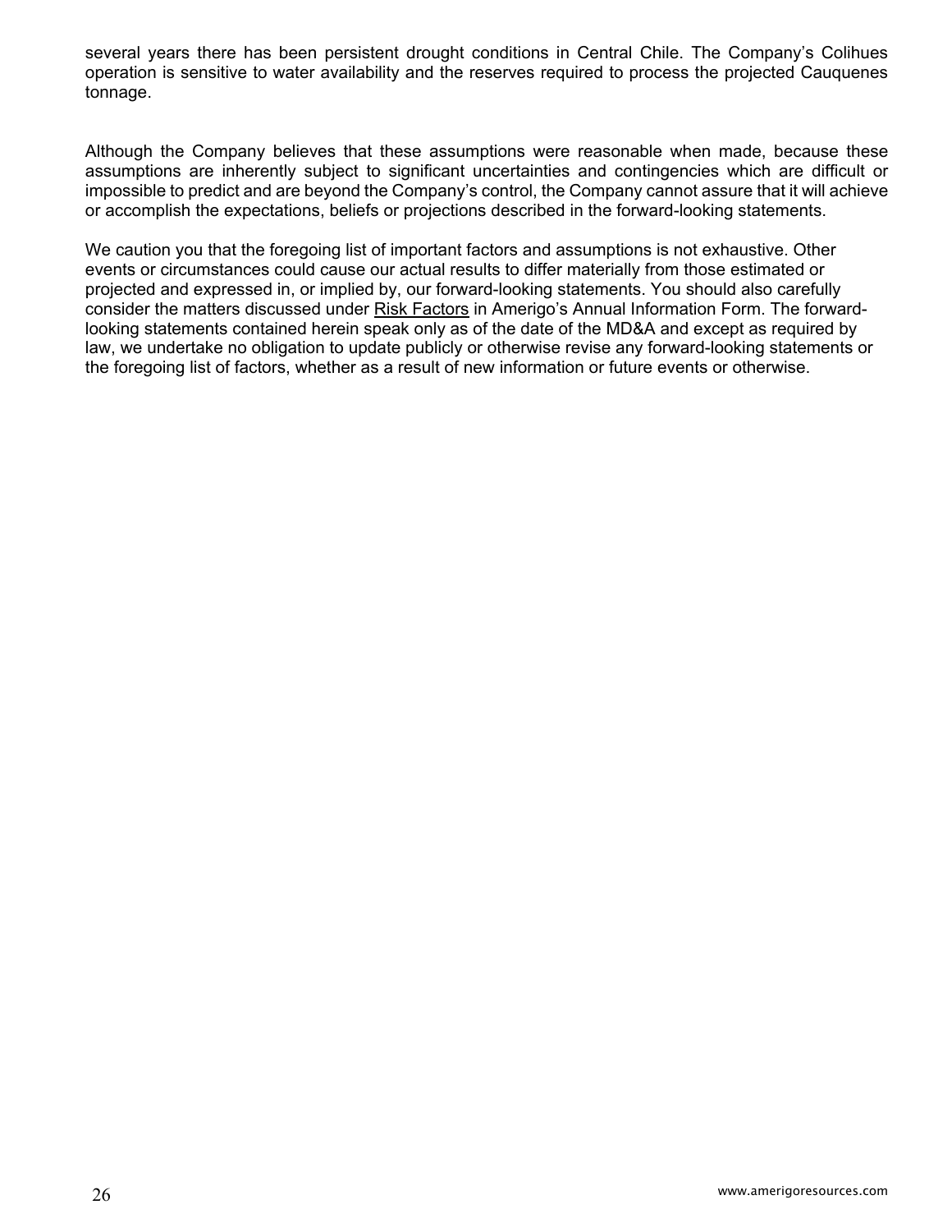several years there has been persistent drought conditions in Central Chile. The Company's Colihues operation is sensitive to water availability and the reserves required to process the projected Cauquenes tonnage.

Although the Company believes that these assumptions were reasonable when made, because these assumptions are inherently subject to significant uncertainties and contingencies which are difficult or impossible to predict and are beyond the Company's control, the Company cannot assure that it will achieve or accomplish the expectations, beliefs or projections described in the forward-looking statements.

We caution you that the foregoing list of important factors and assumptions is not exhaustive. Other events or circumstances could cause our actual results to differ materially from those estimated or projected and expressed in, or implied by, our forward-looking statements. You should also carefully consider the matters discussed under Risk Factors in Amerigo's Annual Information Form. The forward-looking statements contained herein speak only as of the date of the MD&A and except as required by law, we undertake no obligation to update publicly or otherwise revise any forward-looking statements or the foregoing list of factors, whether as a result of new information or future events or otherwise.